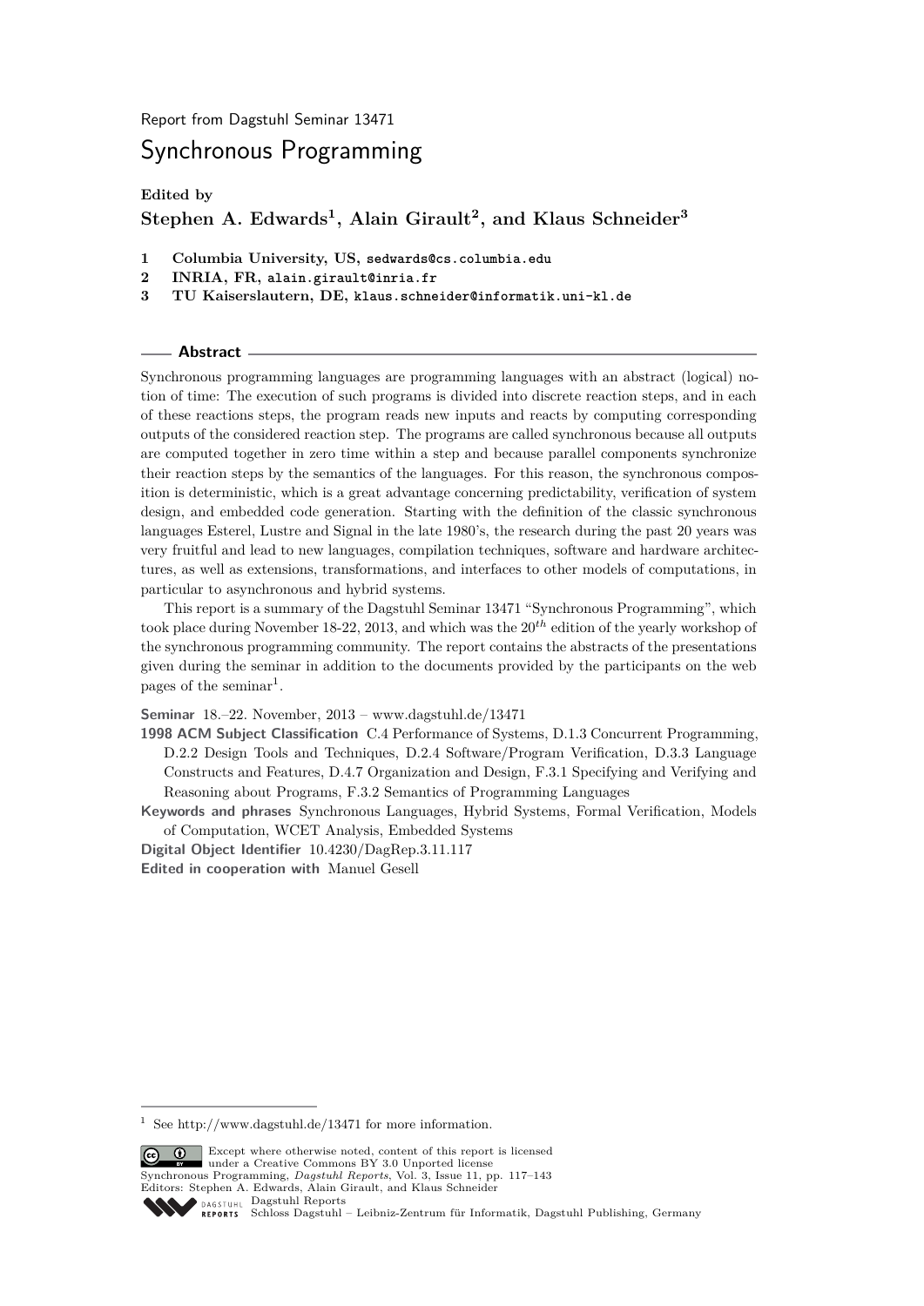Report from Dagstuhl Seminar 13471

# Synchronous Programming

**Edited by**

**Stephen A. Edwards[1], Alain Girault[2], and Klaus Schneider[3]**

1. **Columbia University, US,** sedwards@cs.columbia.edu
2. **INRIA, FR,** alain.girault@inria.fr
3. **TU Kaiserslautern, DE,** klaus.schneider@informatik.uni-kl.de

## Abstract

Synchronous programming languages are programming languages with an abstract (logical) notion of time: The execution of such programs is divided into discrete reaction steps, and in each of these reactions steps, the program reads new inputs and reacts by computing corresponding outputs of the considered reaction step. The programs are called synchronous because all outputs are computed together in zero time within a step and because parallel components synchronize their reaction steps by the semantics of the languages. For this reason, the synchronous composition is deterministic, which is a great advantage concerning predictability, verification of system design, and embedded code generation. Starting with the definition of the classic synchronous languages Esterel, Lustre and Signal in the late 1980's, the research during the past 20 years was very fruitful and lead to new languages, compilation techniques, software and hardware architectures, as well as extensions, transformations, and interfaces to other models of computations, in particular to asynchronous and hybrid systems.

This report is a summary of the Dagstuhl Seminar 13471 "Synchronous Programming", which took place during November 18-22, 2013, and which was the $20^{th}$ edition of the yearly workshop of the synchronous programming community. The report contains the abstracts of the presentations given during the seminar in addition to the documents provided by the participants on the web pages of the seminar[1].

**Seminar** 18.–22. November, 2013 – www.dagstuhl.de/13471

**1998 ACM Subject Classification** C.4 Performance of Systems, D.1.3 Concurrent Programming, D.2.2 Design Tools and Techniques, D.2.4 Software/Program Verification, D.3.3 Language Constructs and Features, D.4.7 Organization and Design, F.3.1 Specifying and Verifying and Reasoning about Programs, F.3.2 Semantics of Programming Languages

**Keywords and phrases** Synchronous Languages, Hybrid Systems, Formal Verification, Models of Computation, WCET Analysis, Embedded Systems

**Digital Object Identifier** 10.4230/DagRep.3.11.117

**Edited in cooperation with** Manuel Gesell

[1] See http://www.dagstuhl.de/13471 for more information.

Except where otherwise noted, content of this report is licensed under a Creative Commons BY 3.0 Unported license

Synchronous Programming, *Dagstuhl Reports*, Vol. 3, Issue 11, pp. 117–143

Editors: Stephen A. Edwards, Alain Girault, and Klaus Schneider

Dagstuhl Reports

Schloss Dagstuhl – Leibniz-Zentrum für Informatik, Dagstuhl Publishing, Germany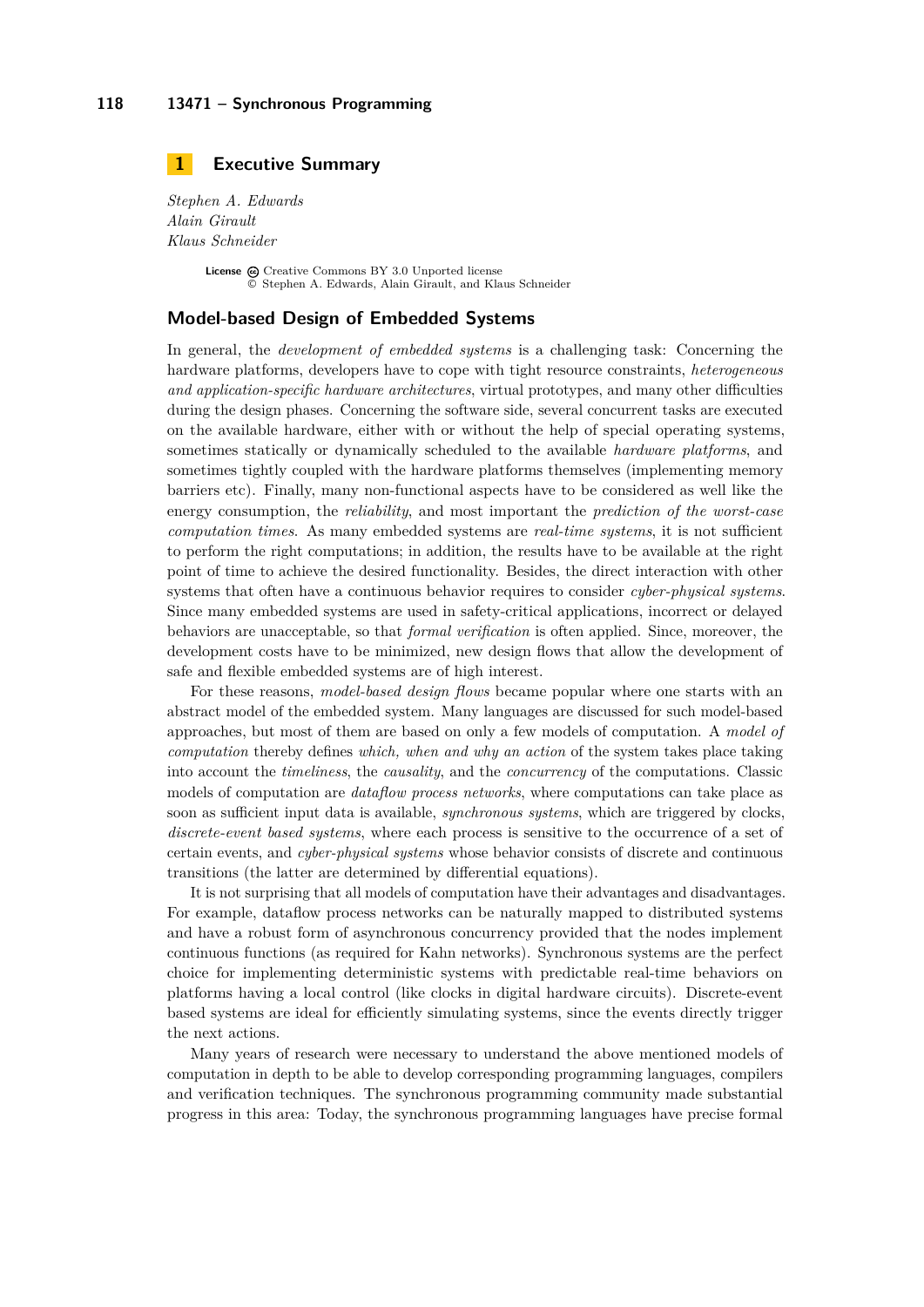## 1 Executive Summary

*Stephen A. Edwards*
*Alain Girault*
*Klaus Schneider*

**License** Creative Commons BY 3.0 Unported license
© Stephen A. Edwards, Alain Girault, and Klaus Schneider

### Model-based Design of Embedded Systems

In general, the *development of embedded systems* is a challenging task: Concerning the hardware platforms, developers have to cope with tight resource constraints, *heterogeneous and application-specific hardware architectures*, virtual prototypes, and many other difficulties during the design phases. Concerning the software side, several concurrent tasks are executed on the available hardware, either with or without the help of special operating systems, sometimes statically or dynamically scheduled to the available *hardware platforms*, and sometimes tightly coupled with the hardware platforms themselves (implementing memory barriers etc). Finally, many non-functional aspects have to be considered as well like the energy consumption, the *reliability*, and most important the *prediction of the worst-case computation times*. As many embedded systems are *real-time systems*, it is not sufficient to perform the right computations; in addition, the results have to be available at the right point of time to achieve the desired functionality. Besides, the direct interaction with other systems that often have a continuous behavior requires to consider *cyber-physical systems*. Since many embedded systems are used in safety-critical applications, incorrect or delayed behaviors are unacceptable, so that *formal verification* is often applied. Since, moreover, the development costs have to be minimized, new design flows that allow the development of safe and flexible embedded systems are of high interest.

For these reasons, *model-based design flows* became popular where one starts with an abstract model of the embedded system. Many languages are discussed for such model-based approaches, but most of them are based on only a few models of computation. A *model of computation* thereby defines *which, when and why an action* of the system takes place taking into account the *timeliness*, the *causality*, and the *concurrency* of the computations. Classic models of computation are *dataflow process networks*, where computations can take place as soon as sufficient input data is available, *synchronous systems*, which are triggered by clocks, *discrete-event based systems*, where each process is sensitive to the occurrence of a set of certain events, and *cyber-physical systems* whose behavior consists of discrete and continuous transitions (the latter are determined by differential equations).

It is not surprising that all models of computation have their advantages and disadvantages. For example, dataflow process networks can be naturally mapped to distributed systems and have a robust form of asynchronous concurrency provided that the nodes implement continuous functions (as required for Kahn networks). Synchronous systems are the perfect choice for implementing deterministic systems with predictable real-time behaviors on platforms having a local control (like clocks in digital hardware circuits). Discrete-event based systems are ideal for efficiently simulating systems, since the events directly trigger the next actions.

Many years of research were necessary to understand the above mentioned models of computation in depth to be able to develop corresponding programming languages, compilers and verification techniques. The synchronous programming community made substantial progress in this area: Today, the synchronous programming languages have precise formal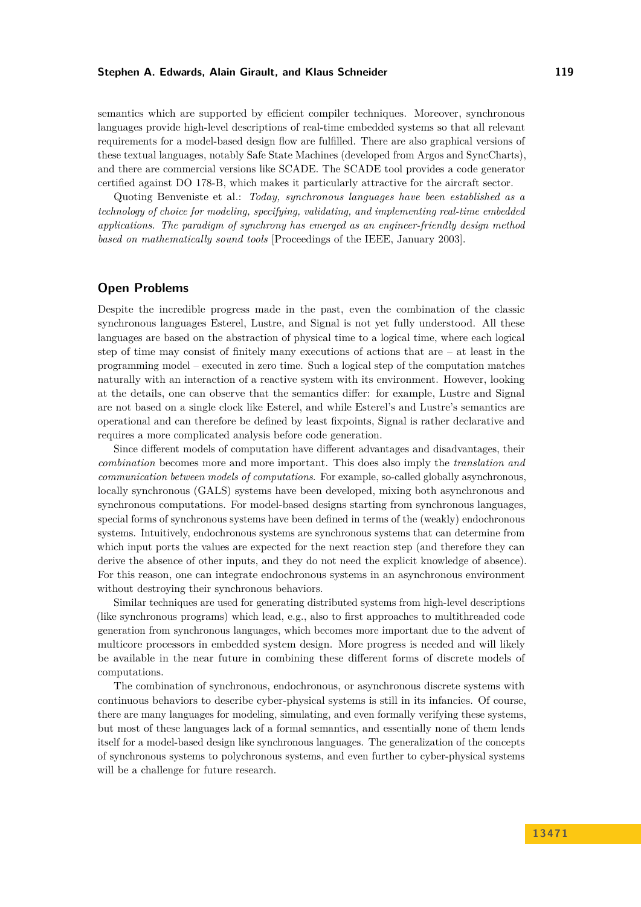semantics which are supported by efficient compiler techniques. Moreover, synchronous languages provide high-level descriptions of real-time embedded systems so that all relevant requirements for a model-based design flow are fulfilled. There are also graphical versions of these textual languages, notably Safe State Machines (developed from Argos and SyncCharts), and there are commercial versions like SCADE. The SCADE tool provides a code generator certified against DO 178-B, which makes it particularly attractive for the aircraft sector.

Quoting Benveniste et al.: *Today, synchronous languages have been established as a technology of choice for modeling, specifying, validating, and implementing real-time embedded applications. The paradigm of synchrony has emerged as an engineer-friendly design method based on mathematically sound tools* [Proceedings of the IEEE, January 2003].

## Open Problems

Despite the incredible progress made in the past, even the combination of the classic synchronous languages Esterel, Lustre, and Signal is not yet fully understood. All these languages are based on the abstraction of physical time to a logical time, where each logical step of time may consist of finitely many executions of actions that are – at least in the programming model – executed in zero time. Such a logical step of the computation matches naturally with an interaction of a reactive system with its environment. However, looking at the details, one can observe that the semantics differ: for example, Lustre and Signal are not based on a single clock like Esterel, and while Esterel's and Lustre's semantics are operational and can therefore be defined by least fixpoints, Signal is rather declarative and requires a more complicated analysis before code generation.

Since different models of computation have different advantages and disadvantages, their *combination* becomes more and more important. This does also imply the *translation and communication between models of computations*. For example, so-called globally asynchronous, locally synchronous (GALS) systems have been developed, mixing both asynchronous and synchronous computations. For model-based designs starting from synchronous languages, special forms of synchronous systems have been defined in terms of the (weakly) endochronous systems. Intuitively, endochronous systems are synchronous systems that can determine from which input ports the values are expected for the next reaction step (and therefore they can derive the absence of other inputs, and they do not need the explicit knowledge of absence). For this reason, one can integrate endochronous systems in an asynchronous environment without destroying their synchronous behaviors.

Similar techniques are used for generating distributed systems from high-level descriptions (like synchronous programs) which lead, e.g., also to first approaches to multithreaded code generation from synchronous languages, which becomes more important due to the advent of multicore processors in embedded system design. More progress is needed and will likely be available in the near future in combining these different forms of discrete models of computations.

The combination of synchronous, endochronous, or asynchronous discrete systems with continuous behaviors to describe cyber-physical systems is still in its infancies. Of course, there are many languages for modeling, simulating, and even formally verifying these systems, but most of these languages lack of a formal semantics, and essentially none of them lends itself for a model-based design like synchronous languages. The generalization of the concepts of synchronous systems to polychronous systems, and even further to cyber-physical systems will be a challenge for future research.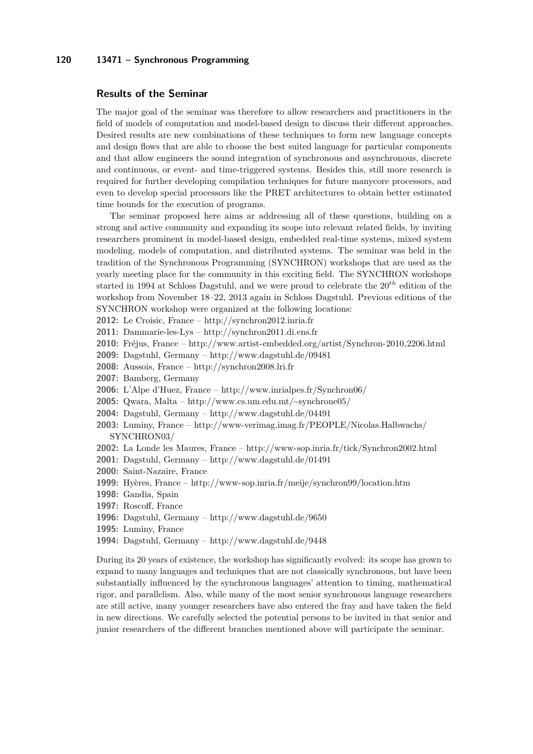## Results of the Seminar

The major goal of the seminar was therefore to allow researchers and practitioners in the field of models of computation and model-based design to discuss their different approaches. Desired results are new combinations of these techniques to form new language concepts and design flows that are able to choose the best suited language for particular components and that allow engineers the sound integration of synchronous and asynchronous, discrete and continuous, or event- and time-triggered systems. Besides this, still more research is required for further developing compilation techniques for future manycore processors, and even to develop special processors like the PRET architectures to obtain better estimated time bounds for the execution of programs.

The seminar proposed here aims ar addressing all of these questions, building on a strong and active community and expanding its scope into relevant related fields, by inviting researchers prominent in model-based design, embedded real-time systems, mixed system modeling, models of computation, and distributed systems. The seminar was held in the tradition of the Synchronous Programming (SYNCHRON) workshops that are used as the yearly meeting place for the community in this exciting field. The SYNCHRON workshops started in 1994 at Schloss Dagstuhl, and we were proud to celebrate the $20^{th}$ edition of the workshop from November 18–22, 2013 again in Schloss Dagstuhl. Previous editions of the SYNCHRON workshop were organized at the following locations:

- **2012:** Le Croisic, France – http://synchron2012.inria.fr
- **2011:** Dammarie-les-Lys – http://synchron2011.di.ens.fr
- **2010:** Fréjus, France – http://www.artist-embedded.org/artist/Synchron-2010,2206.html
- **2009:** Dagstuhl, Germany – http://www.dagstuhl.de/09481
- **2008:** Aussois, France – http://synchron2008.lri.fr
- **2007:** Bamberg, Germany
- **2006:** L'Alpe d'Huez, France – http://www.inrialpes.fr/Synchron06/
- **2005:** Qwara, Malta – http://www.cs.um.edu.mt/~synchrone05/
- **2004:** Dagstuhl, Germany – http://www.dagstuhl.de/04491
- **2003:** Luminy, France – http://www-verimag.imag.fr/PEOPLE/Nicolas.Halbwachs/SYNCHRON03/
- **2002:** La Londe les Maures, France – http://www-sop.inria.fr/tick/Synchron2002.html
- **2001:** Dagstuhl, Germany – http://www.dagstuhl.de/01491
- **2000:** Saint-Nazaire, France
- **1999:** Hyères, France – http://www-sop.inria.fr/meije/synchron99/location.htm
- **1998:** Gandia, Spain
- **1997:** Roscoff, France
- **1996:** Dagstuhl, Germany – http://www.dagstuhl.de/9650
- **1995:** Luminy, France
- **1994:** Dagstuhl, Germany – http://www.dagstuhl.de/9448

During its 20 years of existence, the workshop has significantly evolved: its scope has grown to expand to many languages and techniques that are not classically synchronous, but have been substantially influenced by the synchronous languages' attention to timing, mathematical rigor, and parallelism. Also, while many of the most senior synchronous language researchers are still active, many younger researchers have also entered the fray and have taken the field in new directions. We carefully selected the potential persons to be invited in that senior and junior researchers of the different branches mentioned above will participate the seminar.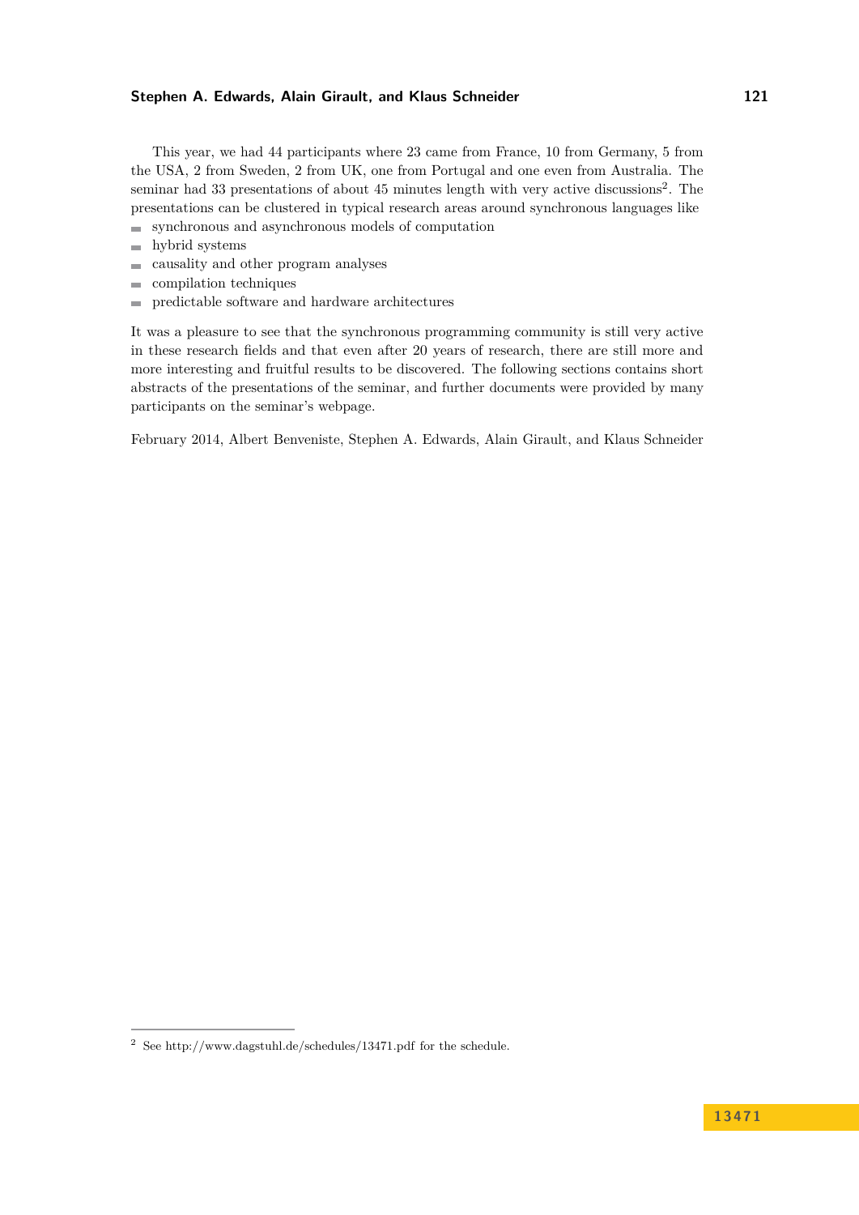This year, we had 44 participants where 23 came from France, 10 from Germany, 5 from the USA, 2 from Sweden, 2 from UK, one from Portugal and one even from Australia. The seminar had 33 presentations of about 45 minutes length with very active discussions[2]. The presentations can be clustered in typical research areas around synchronous languages like

- synchronous and asynchronous models of computation
- hybrid systems
- causality and other program analyses
- compilation techniques
- predictable software and hardware architectures

It was a pleasure to see that the synchronous programming community is still very active in these research fields and that even after 20 years of research, there are still more and more interesting and fruitful results to be discovered. The following sections contains short abstracts of the presentations of the seminar, and further documents were provided by many participants on the seminar's webpage.

February 2014, Albert Benveniste, Stephen A. Edwards, Alain Girault, and Klaus Schneider

[2] See http://www.dagstuhl.de/schedules/13471.pdf for the schedule.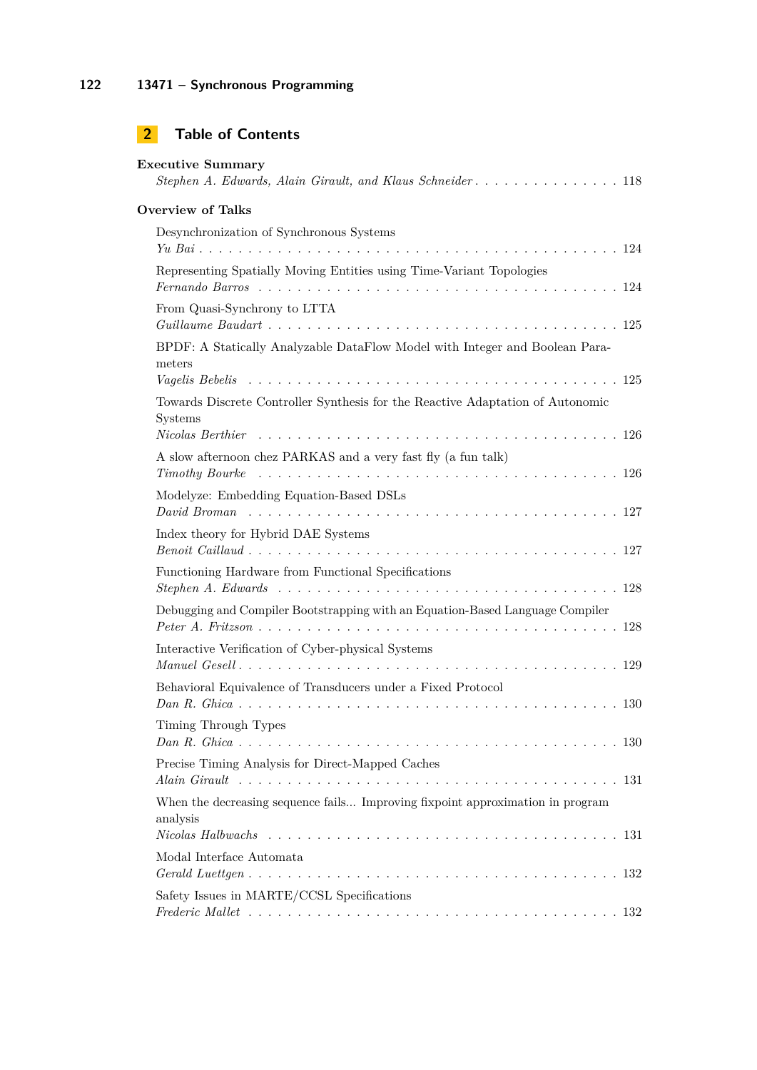## 2 Table of Contents

**Executive Summary**
*Stephen A. Edwards, Alain Girault, and Klaus Schneider* . . . . . . . . . . . . . . . 118

**Overview of Talks**

Desynchronization of Synchronous Systems
*Yu Bai* . . . . . . . . . . . . . . . . . . . . . . . . . . . . . . . . . . . . . . . . 124

Representing Spatially Moving Entities using Time-Variant Topologies
*Fernando Barros* . . . . . . . . . . . . . . . . . . . . . . . . . . . . . . . . . . 124

From Quasi-Synchrony to LTTA
*Guillaume Baudart* . . . . . . . . . . . . . . . . . . . . . . . . . . . . . . . . . 125

BPDF: A Statically Analyzable DataFlow Model with Integer and Boolean Parameters
*Vagelis Bebelis* . . . . . . . . . . . . . . . . . . . . . . . . . . . . . . . . . . . 125

Towards Discrete Controller Synthesis for the Reactive Adaptation of Autonomic Systems
*Nicolas Berthier* . . . . . . . . . . . . . . . . . . . . . . . . . . . . . . . . . . 126

A slow afternoon chez PARKAS and a very fast fly (a fun talk)
*Timothy Bourke* . . . . . . . . . . . . . . . . . . . . . . . . . . . . . . . . . . 126

Modelyze: Embedding Equation-Based DSLs
*David Broman* . . . . . . . . . . . . . . . . . . . . . . . . . . . . . . . . . . . 127

Index theory for Hybrid DAE Systems
*Benoit Caillaud* . . . . . . . . . . . . . . . . . . . . . . . . . . . . . . . . . . 127

Functioning Hardware from Functional Specifications
*Stephen A. Edwards* . . . . . . . . . . . . . . . . . . . . . . . . . . . . . . . . 128

Debugging and Compiler Bootstrapping with an Equation-Based Language Compiler
*Peter A. Fritzson* . . . . . . . . . . . . . . . . . . . . . . . . . . . . . . . . . 128

Interactive Verification of Cyber-physical Systems
*Manuel Gesell* . . . . . . . . . . . . . . . . . . . . . . . . . . . . . . . . . . . 129

Behavioral Equivalence of Transducers under a Fixed Protocol
*Dan R. Ghica* . . . . . . . . . . . . . . . . . . . . . . . . . . . . . . . . . . . 130

Timing Through Types
*Dan R. Ghica* . . . . . . . . . . . . . . . . . . . . . . . . . . . . . . . . . . . 130

Precise Timing Analysis for Direct-Mapped Caches
*Alain Girault* . . . . . . . . . . . . . . . . . . . . . . . . . . . . . . . . . . . 131

When the decreasing sequence fails... Improving fixpoint approximation in program analysis
*Nicolas Halbwachs* . . . . . . . . . . . . . . . . . . . . . . . . . . . . . . . . . 131

Modal Interface Automata
*Gerald Luettgen* . . . . . . . . . . . . . . . . . . . . . . . . . . . . . . . . . . 132

Safety Issues in MARTE/CCSL Specifications
*Frederic Mallet* . . . . . . . . . . . . . . . . . . . . . . . . . . . . . . . . . . 132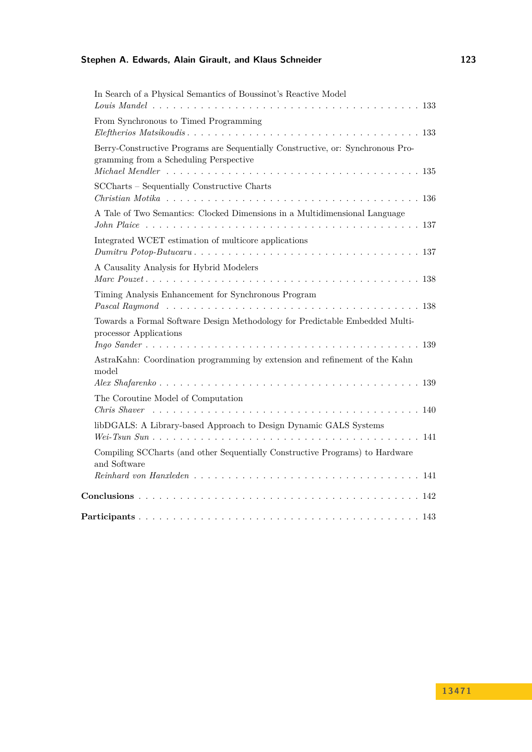In Search of a Physical Semantics of Boussinot's Reactive Model
*Louis Mandel* . . . . . . . . . . . . . . . . . . . . . . . . . . . . . . . . . . . . . . 133

From Synchronous to Timed Programming
*Eleftherios Matsikoudis* . . . . . . . . . . . . . . . . . . . . . . . . . . . . . . . . 133

Berry-Constructive Programs are Sequentially Constructive, or: Synchronous Programming from a Scheduling Perspective
*Michael Mendler* . . . . . . . . . . . . . . . . . . . . . . . . . . . . . . . . . . . 135

SCCharts – Sequentially Constructive Charts
*Christian Motika* . . . . . . . . . . . . . . . . . . . . . . . . . . . . . . . . . . . 136

A Tale of Two Semantics: Clocked Dimensions in a Multidimensional Language
*John Plaice* . . . . . . . . . . . . . . . . . . . . . . . . . . . . . . . . . . . . . . 137

Integrated WCET estimation of multicore applications
*Dumitru Potop-Butucaru* . . . . . . . . . . . . . . . . . . . . . . . . . . . . . . . 137

A Causality Analysis for Hybrid Modelers
*Marc Pouzet* . . . . . . . . . . . . . . . . . . . . . . . . . . . . . . . . . . . . . . 138

Timing Analysis Enhancement for Synchronous Program
*Pascal Raymond* . . . . . . . . . . . . . . . . . . . . . . . . . . . . . . . . . . . . 138

Towards a Formal Software Design Methodology for Predictable Embedded Multiprocessor Applications
*Ingo Sander* . . . . . . . . . . . . . . . . . . . . . . . . . . . . . . . . . . . . . . 139

AstraKahn: Coordination programming by extension and refinement of the Kahn model
*Alex Shafarenko* . . . . . . . . . . . . . . . . . . . . . . . . . . . . . . . . . . . . 139

The Coroutine Model of Computation
*Chris Shaver* . . . . . . . . . . . . . . . . . . . . . . . . . . . . . . . . . . . . . . 140

libDGALS: A Library-based Approach to Design Dynamic GALS Systems
*Wei-Tsun Sun* . . . . . . . . . . . . . . . . . . . . . . . . . . . . . . . . . . . . . 141

Compiling SCCharts (and other Sequentially Constructive Programs) to Hardware and Software
*Reinhard von Hanxleden* . . . . . . . . . . . . . . . . . . . . . . . . . . . . . . . 141

**Conclusions** . . . . . . . . . . . . . . . . . . . . . . . . . . . . . . . . . . . . . . . . 142

**Participants** . . . . . . . . . . . . . . . . . . . . . . . . . . . . . . . . . . . . . . . . 143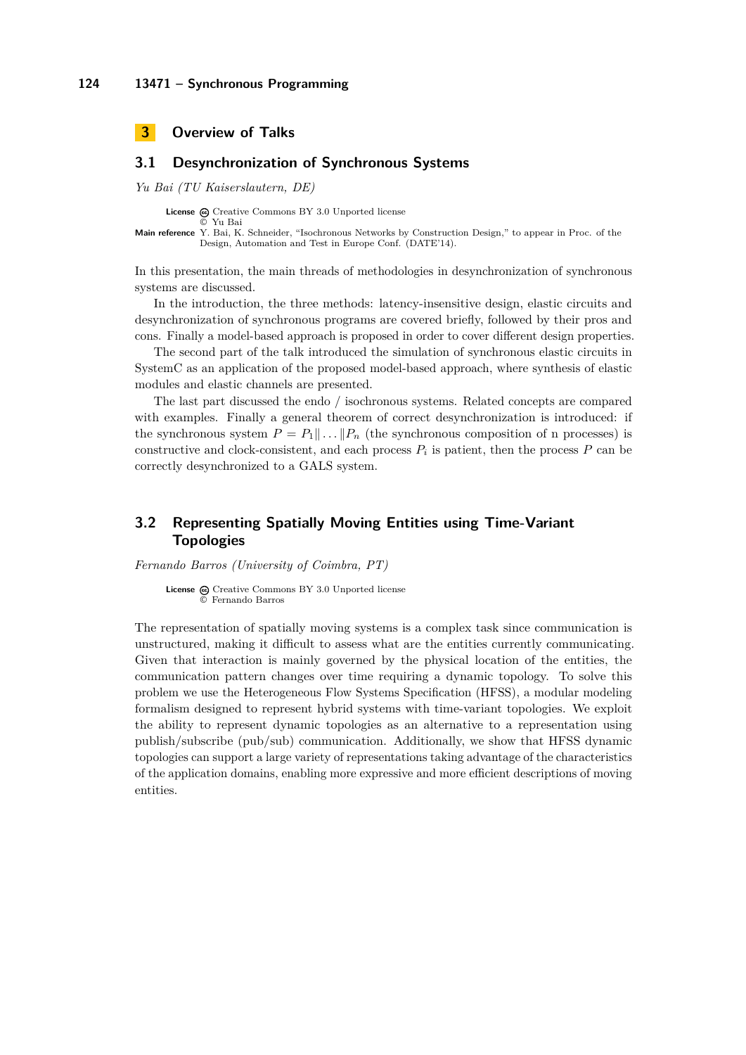# 3 Overview of Talks

## 3.1 Desynchronization of Synchronous Systems

*Yu Bai (TU Kaiserslautern, DE)*

**License** Creative Commons BY 3.0 Unported license
© Yu Bai
**Main reference** Y. Bai, K. Schneider, "Isochronous Networks by Construction Design," to appear in Proc. of the Design, Automation and Test in Europe Conf. (DATE'14).

In this presentation, the main threads of methodologies in desynchronization of synchronous systems are discussed.

In the introduction, the three methods: latency-insensitive design, elastic circuits and desynchronization of synchronous programs are covered briefly, followed by their pros and cons. Finally a model-based approach is proposed in order to cover different design properties.

The second part of the talk introduced the simulation of synchronous elastic circuits in SystemC as an application of the proposed model-based approach, where synthesis of elastic modules and elastic channels are presented.

The last part discussed the endo / isochronous systems. Related concepts are compared with examples. Finally a general theorem of correct desynchronization is introduced: if the synchronous system $P = P_1 \| \dots \| P_n$ (the synchronous composition of n processes) is constructive and clock-consistent, and each process $P_i$ is patient, then the process $P$ can be correctly desynchronized to a GALS system.

## 3.2 Representing Spatially Moving Entities using Time-Variant Topologies

*Fernando Barros (University of Coimbra, PT)*

**License** Creative Commons BY 3.0 Unported license
© Fernando Barros

The representation of spatially moving systems is a complex task since communication is unstructured, making it difficult to assess what are the entities currently communicating. Given that interaction is mainly governed by the physical location of the entities, the communication pattern changes over time requiring a dynamic topology. To solve this problem we use the Heterogeneous Flow Systems Specification (HFSS), a modular modeling formalism designed to represent hybrid systems with time-variant topologies. We exploit the ability to represent dynamic topologies as an alternative to a representation using publish/subscribe (pub/sub) communication. Additionally, we show that HFSS dynamic topologies can support a large variety of representations taking advantage of the characteristics of the application domains, enabling more expressive and more efficient descriptions of moving entities.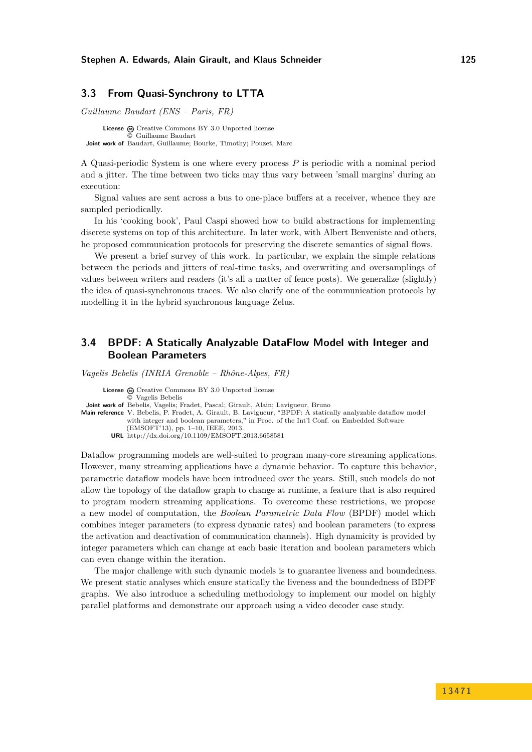## 3.3 From Quasi-Synchrony to LTTA

*Guillaume Baudart (ENS – Paris, FR)*

**License** Creative Commons BY 3.0 Unported license
© Guillaume Baudart
**Joint work of** Baudart, Guillaume; Bourke, Timothy; Pouzet, Marc

A Quasi-periodic System is one where every process $P$ is periodic with a nominal period and a jitter. The time between two ticks may thus vary between 'small margins' during an execution:

Signal values are sent across a bus to one-place buffers at a receiver, whence they are sampled periodically.

In his 'cooking book', Paul Caspi showed how to build abstractions for implementing discrete systems on top of this architecture. In later work, with Albert Benveniste and others, he proposed communication protocols for preserving the discrete semantics of signal flows.

We present a brief survey of this work. In particular, we explain the simple relations between the periods and jitters of real-time tasks, and overwriting and oversamplings of values between writers and readers (it's all a matter of fence posts). We generalize (slightly) the idea of quasi-synchronous traces. We also clarify one of the communication protocols by modelling it in the hybrid synchronous language Zelus.

## 3.4 BPDF: A Statically Analyzable DataFlow Model with Integer and Boolean Parameters

*Vagelis Bebelis (INRIA Grenoble – Rhône-Alpes, FR)*

**License** Creative Commons BY 3.0 Unported license
© Vagelis Bebelis
**Joint work of** Bebelis, Vagelis; Fradet, Pascal; Girault, Alain; Lavigueur, Bruno
**Main reference** V. Bebelis, P. Fradet, A. Girault, B. Lavigueur, "BPDF: A statically analyzable dataflow model with integer and boolean parameters," in Proc. of the Int'l Conf. on Embedded Software (EMSOFT'13), pp. 1–10, IEEE, 2013.
**URL** http://dx.doi.org/10.1109/EMSOFT.2013.6658581

Dataflow programming models are well-suited to program many-core streaming applications. However, many streaming applications have a dynamic behavior. To capture this behavior, parametric dataflow models have been introduced over the years. Still, such models do not allow the topology of the dataflow graph to change at runtime, a feature that is also required to program modern streaming applications. To overcome these restrictions, we propose a new model of computation, the *Boolean Parametric Data Flow* (BPDF) model which combines integer parameters (to express dynamic rates) and boolean parameters (to express the activation and deactivation of communication channels). High dynamicity is provided by integer parameters which can change at each basic iteration and boolean parameters which can even change within the iteration.

The major challenge with such dynamic models is to guarantee liveness and boundedness. We present static analyses which ensure statically the liveness and the boundedness of BDPF graphs. We also introduce a scheduling methodology to implement our model on highly parallel platforms and demonstrate our approach using a video decoder case study.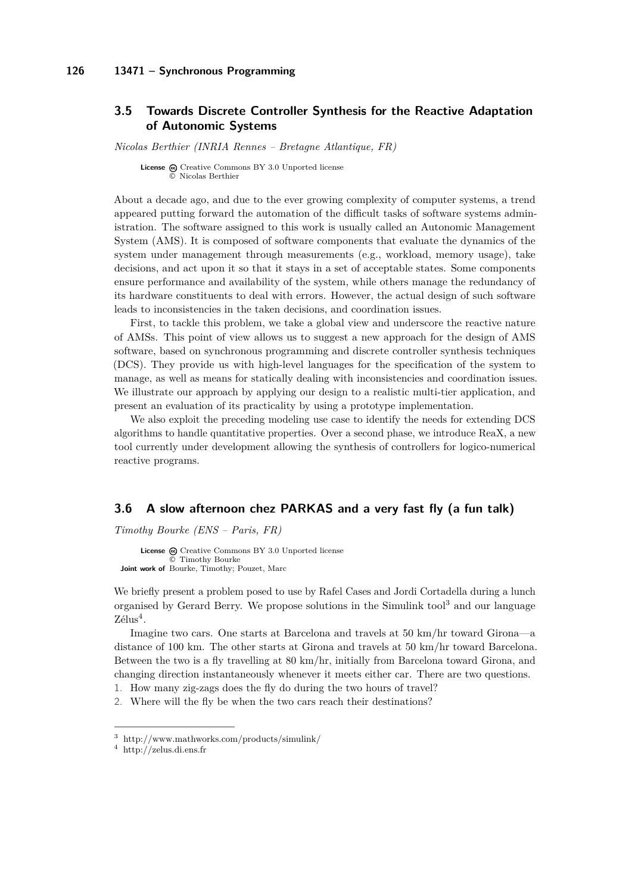### 3.5 Towards Discrete Controller Synthesis for the Reactive Adaptation of Autonomic Systems

*Nicolas Berthier (INRIA Rennes – Bretagne Atlantique, FR)*

**License** Creative Commons BY 3.0 Unported license
© Nicolas Berthier

About a decade ago, and due to the ever growing complexity of computer systems, a trend appeared putting forward the automation of the difficult tasks of software systems administration. The software assigned to this work is usually called an Autonomic Management System (AMS). It is composed of software components that evaluate the dynamics of the system under management through measurements (e.g., workload, memory usage), take decisions, and act upon it so that it stays in a set of acceptable states. Some components ensure performance and availability of the system, while others manage the redundancy of its hardware constituents to deal with errors. However, the actual design of such software leads to inconsistencies in the taken decisions, and coordination issues.

First, to tackle this problem, we take a global view and underscore the reactive nature of AMSs. This point of view allows us to suggest a new approach for the design of AMS software, based on synchronous programming and discrete controller synthesis techniques (DCS). They provide us with high-level languages for the specification of the system to manage, as well as means for statically dealing with inconsistencies and coordination issues. We illustrate our approach by applying our design to a realistic multi-tier application, and present an evaluation of its practicality by using a prototype implementation.

We also exploit the preceding modeling use case to identify the needs for extending DCS algorithms to handle quantitative properties. Over a second phase, we introduce ReaX, a new tool currently under development allowing the synthesis of controllers for logico-numerical reactive programs.

### 3.6 A slow afternoon chez PARKAS and a very fast fly (a fun talk)

*Timothy Bourke (ENS – Paris, FR)*

**License** Creative Commons BY 3.0 Unported license
© Timothy Bourke
**Joint work of** Bourke, Timothy; Pouzet, Marc

We briefly present a problem posed to use by Rafel Cases and Jordi Cortadella during a lunch organised by Gerard Berry. We propose solutions in the Simulink tool[3] and our language Zélus[4].

Imagine two cars. One starts at Barcelona and travels at 50 km/hr toward Girona—a distance of 100 km. The other starts at Girona and travels at 50 km/hr toward Barcelona. Between the two is a fly travelling at 80 km/hr, initially from Barcelona toward Girona, and changing direction instantaneously whenever it meets either car. There are two questions.

1. How many zig-zags does the fly do during the two hours of travel?
2. Where will the fly be when the two cars reach their destinations?

[3] http://www.mathworks.com/products/simulink/
[4] http://zelus.di.ens.fr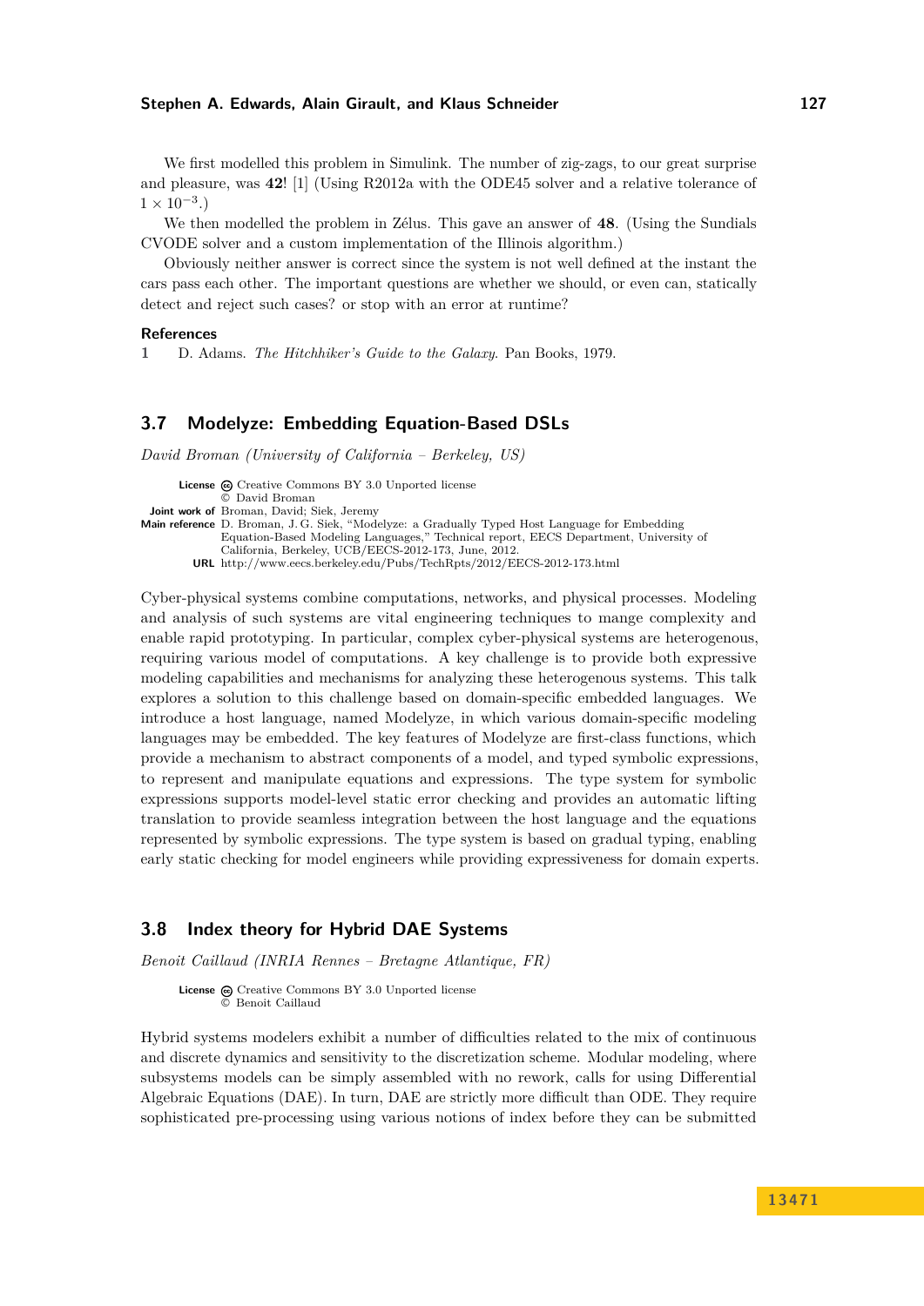We first modelled this problem in Simulink. The number of zig-zags, to our great surprise and pleasure, was **42**! [1] (Using R2012a with the ODE45 solver and a relative tolerance of $1 \times 10^{-3}$.)

We then modelled the problem in Zélus. This gave an answer of **48**. (Using the Sundials CVODE solver and a custom implementation of the Illinois algorithm.)

Obviously neither answer is correct since the system is not well defined at the instant the cars pass each other. The important questions are whether we should, or even can, statically detect and reject such cases? or stop with an error at runtime?

### References

1 D. Adams. *The Hitchhiker's Guide to the Galaxy.* Pan Books, 1979.

## 3.7 Modelyze: Embedding Equation-Based DSLs

*David Broman (University of California – Berkeley, US)*

**License** Creative Commons BY 3.0 Unported license
© David Broman
**Joint work of** Broman, David; Siek, Jeremy
**Main reference** D. Broman, J. G. Siek, "Modelyze: a Gradually Typed Host Language for Embedding Equation-Based Modeling Languages," Technical report, EECS Department, University of California, Berkeley, UCB/EECS-2012-173, June, 2012.
**URL** http://www.eecs.berkeley.edu/Pubs/TechRpts/2012/EECS-2012-173.html

Cyber-physical systems combine computations, networks, and physical processes. Modeling and analysis of such systems are vital engineering techniques to mange complexity and enable rapid prototyping. In particular, complex cyber-physical systems are heterogenous, requiring various model of computations. A key challenge is to provide both expressive modeling capabilities and mechanisms for analyzing these heterogenous systems. This talk explores a solution to this challenge based on domain-specific embedded languages. We introduce a host language, named Modelyze, in which various domain-specific modeling languages may be embedded. The key features of Modelyze are first-class functions, which provide a mechanism to abstract components of a model, and typed symbolic expressions, to represent and manipulate equations and expressions. The type system for symbolic expressions supports model-level static error checking and provides an automatic lifting translation to provide seamless integration between the host language and the equations represented by symbolic expressions. The type system is based on gradual typing, enabling early static checking for model engineers while providing expressiveness for domain experts.

## 3.8 Index theory for Hybrid DAE Systems

*Benoit Caillaud (INRIA Rennes – Bretagne Atlantique, FR)*

**License** Creative Commons BY 3.0 Unported license
© Benoit Caillaud

Hybrid systems modelers exhibit a number of difficulties related to the mix of continuous and discrete dynamics and sensitivity to the discretization scheme. Modular modeling, where subsystems models can be simply assembled with no rework, calls for using Differential Algebraic Equations (DAE). In turn, DAE are strictly more difficult than ODE. They require sophisticated pre-processing using various notions of index before they can be submitted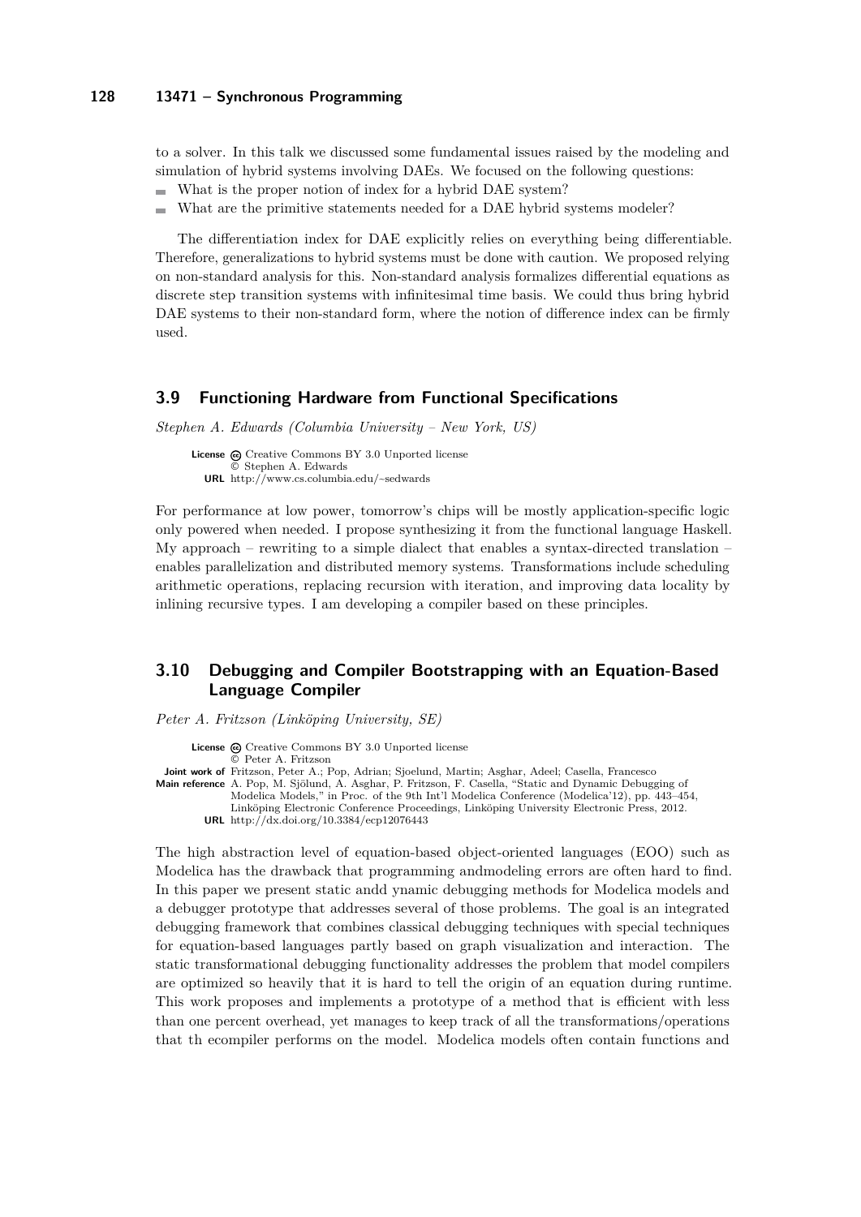to a solver. In this talk we discussed some fundamental issues raised by the modeling and simulation of hybrid systems involving DAEs. We focused on the following questions:

- What is the proper notion of index for a hybrid DAE system?
- What are the primitive statements needed for a DAE hybrid systems modeler?

The differentiation index for DAE explicitly relies on everything being differentiable. Therefore, generalizations to hybrid systems must be done with caution. We proposed relying on non-standard analysis for this. Non-standard analysis formalizes differential equations as discrete step transition systems with infinitesimal time basis. We could thus bring hybrid DAE systems to their non-standard form, where the notion of difference index can be firmly used.

## 3.9 Functioning Hardware from Functional Specifications

*Stephen A. Edwards (Columbia University – New York, US)*

**License** Creative Commons BY 3.0 Unported license
© Stephen A. Edwards
**URL** http://www.cs.columbia.edu/~sedwards

For performance at low power, tomorrow's chips will be mostly application-specific logic only powered when needed. I propose synthesizing it from the functional language Haskell. My approach – rewriting to a simple dialect that enables a syntax-directed translation – enables parallelization and distributed memory systems. Transformations include scheduling arithmetic operations, replacing recursion with iteration, and improving data locality by inlining recursive types. I am developing a compiler based on these principles.

## 3.10 Debugging and Compiler Bootstrapping with an Equation-Based Language Compiler

*Peter A. Fritzson (Linköping University, SE)*

**License** Creative Commons BY 3.0 Unported license
© Peter A. Fritzson
**Joint work of** Fritzson, Peter A.; Pop, Adrian; Sjoelund, Martin; Asghar, Adeel; Casella, Francesco
**Main reference** A. Pop, M. Sjölund, A. Asghar, P. Fritzson, F. Casella, "Static and Dynamic Debugging of Modelica Models," in Proc. of the 9th Int'l Modelica Conference (Modelica'12), pp. 443–454, Linköping Electronic Conference Proceedings, Linköping University Electronic Press, 2012.
**URL** http://dx.doi.org/10.3384/ecp12076443

The high abstraction level of equation-based object-oriented languages (EOO) such as Modelica has the drawback that programming andmodeling errors are often hard to find. In this paper we present static andd ynamic debugging methods for Modelica models and a debugger prototype that addresses several of those problems. The goal is an integrated debugging framework that combines classical debugging techniques with special techniques for equation-based languages partly based on graph visualization and interaction. The static transformational debugging functionality addresses the problem that model compilers are optimized so heavily that it is hard to tell the origin of an equation during runtime. This work proposes and implements a prototype of a method that is efficient with less than one percent overhead, yet manages to keep track of all the transformations/operations that th ecompiler performs on the model. Modelica models often contain functions and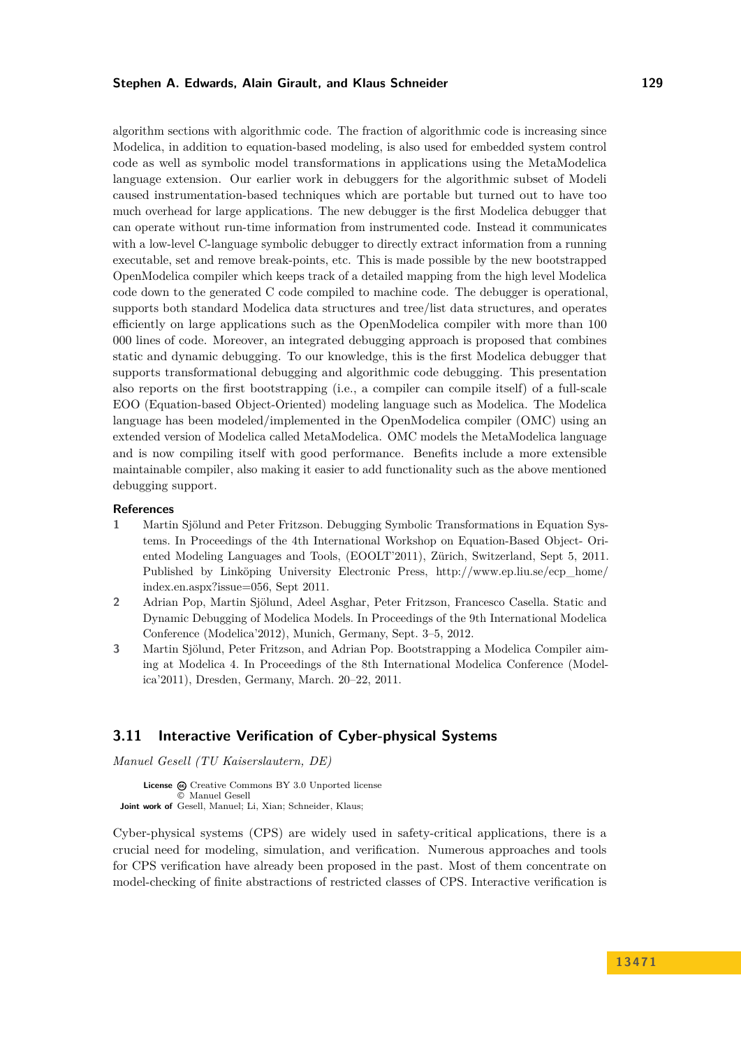algorithm sections with algorithmic code. The fraction of algorithmic code is increasing since Modelica, in addition to equation-based modeling, is also used for embedded system control code as well as symbolic model transformations in applications using the MetaModelica language extension. Our earlier work in debuggers for the algorithmic subset of Modeli caused instrumentation-based techniques which are portable but turned out to have too much overhead for large applications. The new debugger is the first Modelica debugger that can operate without run-time information from instrumented code. Instead it communicates with a low-level C-language symbolic debugger to directly extract information from a running executable, set and remove break-points, etc. This is made possible by the new bootstrapped OpenModelica compiler which keeps track of a detailed mapping from the high level Modelica code down to the generated C code compiled to machine code. The debugger is operational, supports both standard Modelica data structures and tree/list data structures, and operates efficiently on large applications such as the OpenModelica compiler with more than 100 000 lines of code. Moreover, an integrated debugging approach is proposed that combines static and dynamic debugging. To our knowledge, this is the first Modelica debugger that supports transformational debugging and algorithmic code debugging. This presentation also reports on the first bootstrapping (i.e., a compiler can compile itself) of a full-scale EOO (Equation-based Object-Oriented) modeling language such as Modelica. The Modelica language has been modeled/implemented in the OpenModelica compiler (OMC) using an extended version of Modelica called MetaModelica. OMC models the MetaModelica language and is now compiling itself with good performance. Benefits include a more extensible maintainable compiler, also making it easier to add functionality such as the above mentioned debugging support.

#### References

1. Martin Sjölund and Peter Fritzson. Debugging Symbolic Transformations in Equation Systems. In Proceedings of the 4th International Workshop on Equation-Based Object- Oriented Modeling Languages and Tools, (EOOLT'2011), Zürich, Switzerland, Sept 5, 2011. Published by Linköping University Electronic Press, http://www.ep.liu.se/ecp_home/index.en.aspx?issue=056, Sept 2011.
2. Adrian Pop, Martin Sjölund, Adeel Asghar, Peter Fritzson, Francesco Casella. Static and Dynamic Debugging of Modelica Models. In Proceedings of the 9th International Modelica Conference (Modelica'2012), Munich, Germany, Sept. 3–5, 2012.
3. Martin Sjölund, Peter Fritzson, and Adrian Pop. Bootstrapping a Modelica Compiler aiming at Modelica 4. In Proceedings of the 8th International Modelica Conference (Modelica'2011), Dresden, Germany, March. 20–22, 2011.

### 3.11 Interactive Verification of Cyber-physical Systems

*Manuel Gesell (TU Kaiserslautern, DE)*

**License** Creative Commons BY 3.0 Unported license
© Manuel Gesell
**Joint work of** Gesell, Manuel; Li, Xian; Schneider, Klaus;

Cyber-physical systems (CPS) are widely used in safety-critical applications, there is a crucial need for modeling, simulation, and verification. Numerous approaches and tools for CPS verification have already been proposed in the past. Most of them concentrate on model-checking of finite abstractions of restricted classes of CPS. Interactive verification is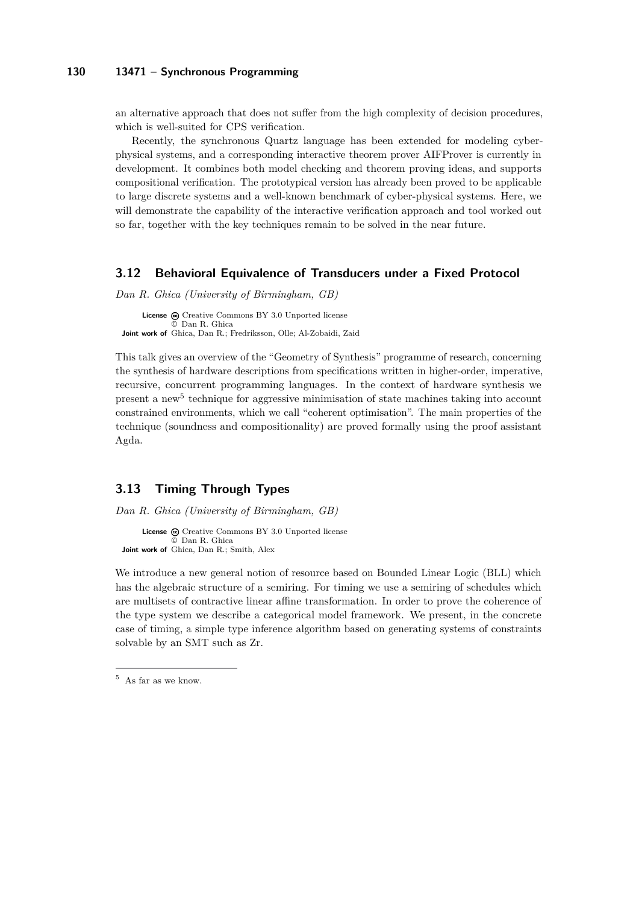an alternative approach that does not suffer from the high complexity of decision procedures, which is well-suited for CPS verification.

Recently, the synchronous Quartz language has been extended for modeling cyber-physical systems, and a corresponding interactive theorem prover AIFProver is currently in development. It combines both model checking and theorem proving ideas, and supports compositional verification. The prototypical version has already been proved to be applicable to large discrete systems and a well-known benchmark of cyber-physical systems. Here, we will demonstrate the capability of the interactive verification approach and tool worked out so far, together with the key techniques remain to be solved in the near future.

## 3.12 Behavioral Equivalence of Transducers under a Fixed Protocol

*Dan R. Ghica (University of Birmingham, GB)*

**License** Creative Commons BY 3.0 Unported license
© Dan R. Ghica
**Joint work of** Ghica, Dan R.; Fredriksson, Olle; Al-Zobaidi, Zaid

This talk gives an overview of the "Geometry of Synthesis" programme of research, concerning the synthesis of hardware descriptions from specifications written in higher-order, imperative, recursive, concurrent programming languages. In the context of hardware synthesis we present a new[5] technique for aggressive minimisation of state machines taking into account constrained environments, which we call "coherent optimisation". The main properties of the technique (soundness and compositionality) are proved formally using the proof assistant Agda.

## 3.13 Timing Through Types

*Dan R. Ghica (University of Birmingham, GB)*

**License** Creative Commons BY 3.0 Unported license
© Dan R. Ghica
**Joint work of** Ghica, Dan R.; Smith, Alex

We introduce a new general notion of resource based on Bounded Linear Logic (BLL) which has the algebraic structure of a semiring. For timing we use a semiring of schedules which are multisets of contractive linear affine transformation. In order to prove the coherence of the type system we describe a categorical model framework. We present, in the concrete case of timing, a simple type inference algorithm based on generating systems of constraints solvable by an SMT such as Zr.

[5] As far as we know.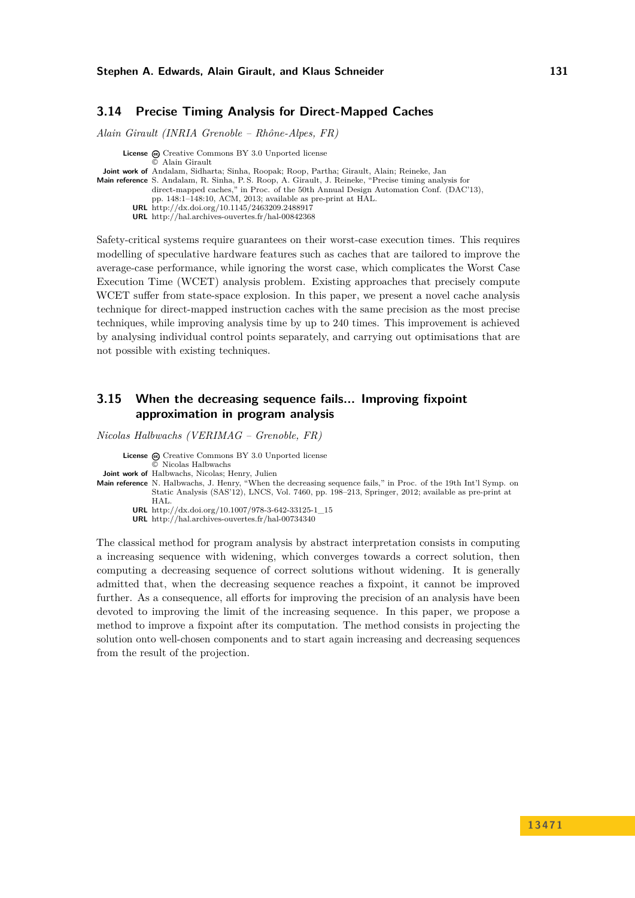## 3.14 Precise Timing Analysis for Direct-Mapped Caches

*Alain Girault (INRIA Grenoble – Rhône-Alpes, FR)*

**License** Creative Commons BY 3.0 Unported license
© Alain Girault
**Joint work of** Andalam, Sidharta; Sinha, Roopak; Roop, Partha; Girault, Alain; Reineke, Jan
**Main reference** S. Andalam, R. Sinha, P. S. Roop, A. Girault, J. Reineke, "Precise timing analysis for direct-mapped caches," in Proc. of the 50th Annual Design Automation Conf. (DAC'13), pp. 148:1–148:10, ACM, 2013; available as pre-print at HAL.
**URL** http://dx.doi.org/10.1145/2463209.2488917
**URL** http://hal.archives-ouvertes.fr/hal-00842368

Safety-critical systems require guarantees on their worst-case execution times. This requires modelling of speculative hardware features such as caches that are tailored to improve the average-case performance, while ignoring the worst case, which complicates the Worst Case Execution Time (WCET) analysis problem. Existing approaches that precisely compute WCET suffer from state-space explosion. In this paper, we present a novel cache analysis technique for direct-mapped instruction caches with the same precision as the most precise techniques, while improving analysis time by up to 240 times. This improvement is achieved by analysing individual control points separately, and carrying out optimisations that are not possible with existing techniques.

## 3.15 When the decreasing sequence fails... Improving fixpoint approximation in program analysis

*Nicolas Halbwachs (VERIMAG – Grenoble, FR)*

**License** Creative Commons BY 3.0 Unported license
© Nicolas Halbwachs
**Joint work of** Halbwachs, Nicolas; Henry, Julien
**Main reference** N. Halbwachs, J. Henry, "When the decreasing sequence fails," in Proc. of the 19th Int'l Symp. on Static Analysis (SAS'12), LNCS, Vol. 7460, pp. 198–213, Springer, 2012; available as pre-print at HAL.
**URL** http://dx.doi.org/10.1007/978-3-642-33125-1_15
**URL** http://hal.archives-ouvertes.fr/hal-00734340

The classical method for program analysis by abstract interpretation consists in computing a increasing sequence with widening, which converges towards a correct solution, then computing a decreasing sequence of correct solutions without widening. It is generally admitted that, when the decreasing sequence reaches a fixpoint, it cannot be improved further. As a consequence, all efforts for improving the precision of an analysis have been devoted to improving the limit of the increasing sequence. In this paper, we propose a method to improve a fixpoint after its computation. The method consists in projecting the solution onto well-chosen components and to start again increasing and decreasing sequences from the result of the projection.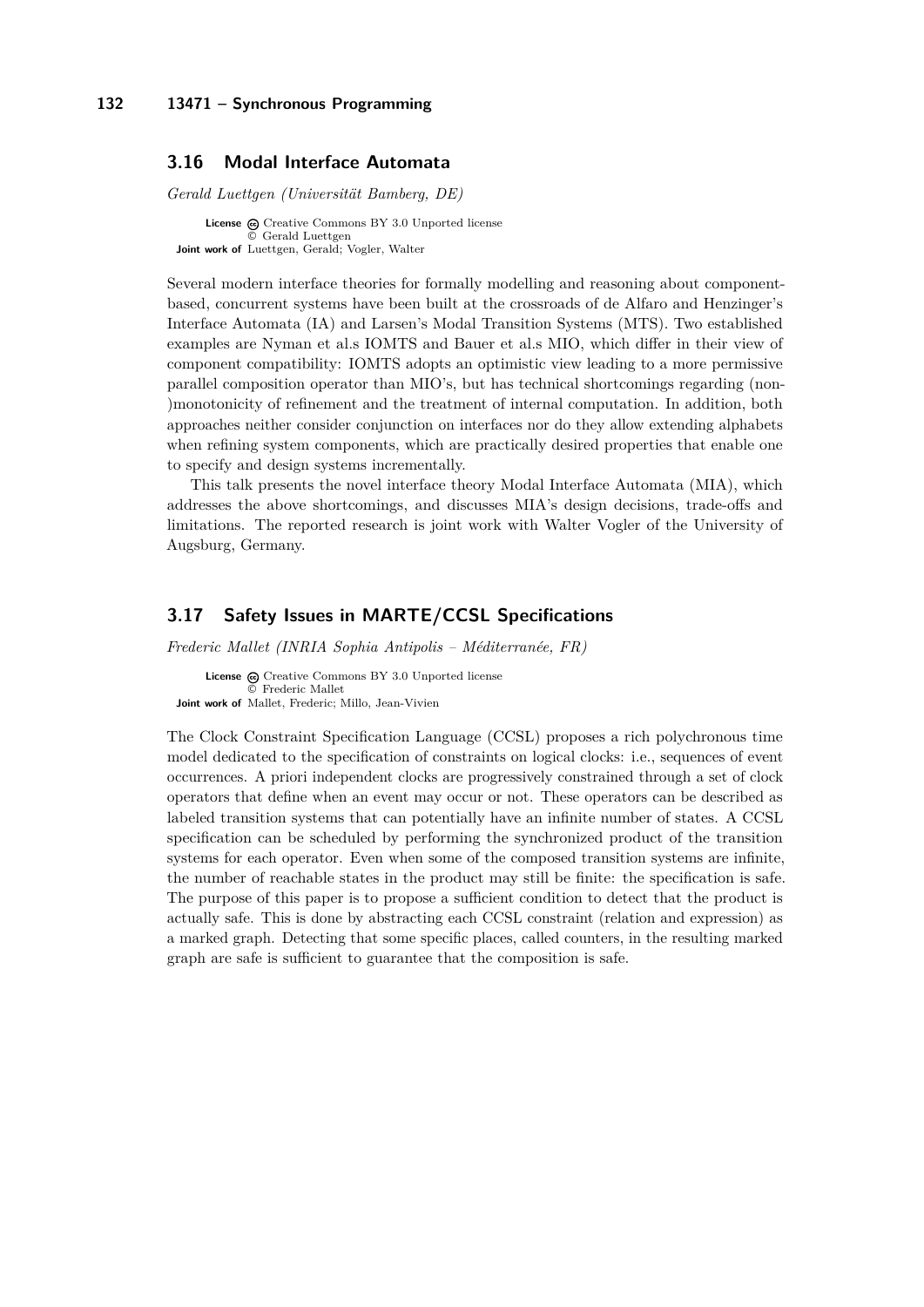### 3.16 Modal Interface Automata

*Gerald Luettgen (Universität Bamberg, DE)*

**License** Creative Commons BY 3.0 Unported license
© Gerald Luettgen
**Joint work of** Luettgen, Gerald; Vogler, Walter

Several modern interface theories for formally modelling and reasoning about component-based, concurrent systems have been built at the crossroads of de Alfaro and Henzinger's Interface Automata (IA) and Larsen's Modal Transition Systems (MTS). Two established examples are Nyman et al.s IOMTS and Bauer et al.s MIO, which differ in their view of component compatibility: IOMTS adopts an optimistic view leading to a more permissive parallel composition operator than MIO's, but has technical shortcomings regarding (non-)monotonicity of refinement and the treatment of internal computation. In addition, both approaches neither consider conjunction on interfaces nor do they allow extending alphabets when refining system components, which are practically desired properties that enable one to specify and design systems incrementally.

This talk presents the novel interface theory Modal Interface Automata (MIA), which addresses the above shortcomings, and discusses MIA's design decisions, trade-offs and limitations. The reported research is joint work with Walter Vogler of the University of Augsburg, Germany.

### 3.17 Safety Issues in MARTE/CCSL Specifications

*Frederic Mallet (INRIA Sophia Antipolis – Méditerranée, FR)*

**License** Creative Commons BY 3.0 Unported license
© Frederic Mallet
**Joint work of** Mallet, Frederic; Millo, Jean-Vivien

The Clock Constraint Specification Language (CCSL) proposes a rich polychronous time model dedicated to the specification of constraints on logical clocks: i.e., sequences of event occurrences. A priori independent clocks are progressively constrained through a set of clock operators that define when an event may occur or not. These operators can be described as labeled transition systems that can potentially have an infinite number of states. A CCSL specification can be scheduled by performing the synchronized product of the transition systems for each operator. Even when some of the composed transition systems are infinite, the number of reachable states in the product may still be finite: the specification is safe. The purpose of this paper is to propose a sufficient condition to detect that the product is actually safe. This is done by abstracting each CCSL constraint (relation and expression) as a marked graph. Detecting that some specific places, called counters, in the resulting marked graph are safe is sufficient to guarantee that the composition is safe.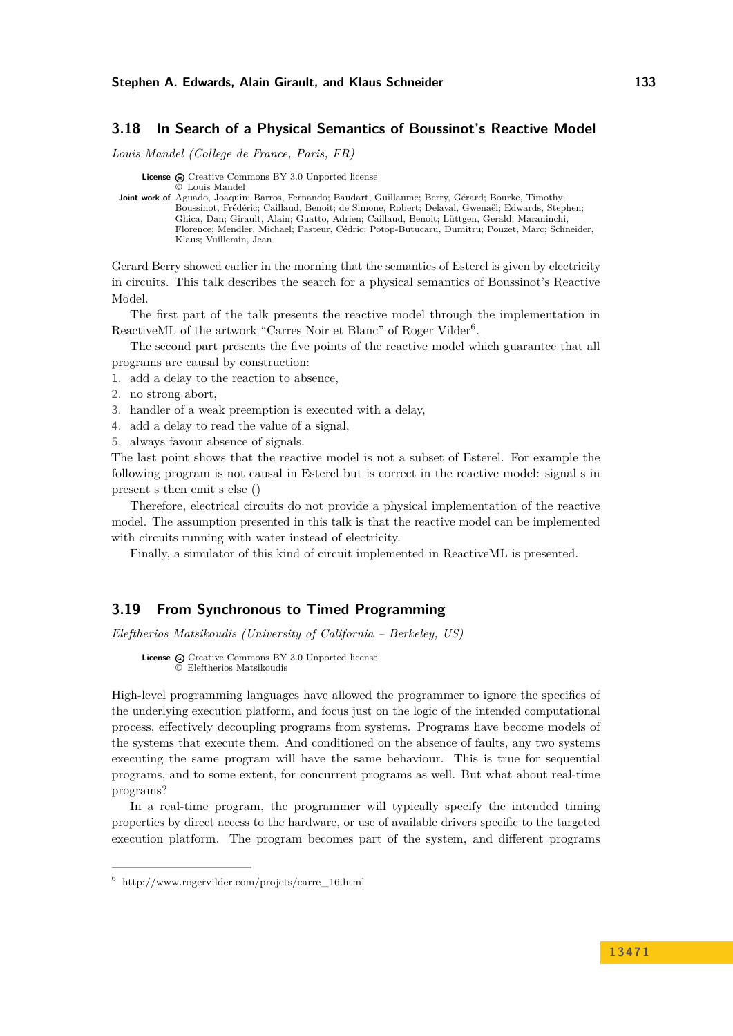## 3.18 In Search of a Physical Semantics of Boussinot's Reactive Model

*Louis Mandel (College de France, Paris, FR)*

**License** Creative Commons BY 3.0 Unported license
© Louis Mandel

**Joint work of** Aguado, Joaquin; Barros, Fernando; Baudart, Guillaume; Berry, Gérard; Bourke, Timothy; Boussinot, Frédéric; Caillaud, Benoit; de Simone, Robert; Delaval, Gwenaël; Edwards, Stephen; Ghica, Dan; Girault, Alain; Guatto, Adrien; Caillaud, Benoit; Lüttgen, Gerald; Maraninchi, Florence; Mendler, Michael; Pasteur, Cédric; Potop-Butucaru, Dumitru; Pouzet, Marc; Schneider, Klaus; Vuillemin, Jean

Gerard Berry showed earlier in the morning that the semantics of Esterel is given by electricity in circuits. This talk describes the search for a physical semantics of Boussinot's Reactive Model.

The first part of the talk presents the reactive model through the implementation in ReactiveML of the artwork "Carres Noir et Blanc" of Roger Vilder[6].

The second part presents the five points of the reactive model which guarantee that all programs are causal by construction:

1. add a delay to the reaction to absence,
2. no strong abort,
3. handler of a weak preemption is executed with a delay,
4. add a delay to read the value of a signal,
5. always favour absence of signals.

The last point shows that the reactive model is not a subset of Esterel. For example the following program is not causal in Esterel but is correct in the reactive model: signal s in present s then emit s else ()

Therefore, electrical circuits do not provide a physical implementation of the reactive model. The assumption presented in this talk is that the reactive model can be implemented with circuits running with water instead of electricity.

Finally, a simulator of this kind of circuit implemented in ReactiveML is presented.

## 3.19 From Synchronous to Timed Programming

*Eleftherios Matsikoudis (University of California – Berkeley, US)*

**License** Creative Commons BY 3.0 Unported license
© Eleftherios Matsikoudis

High-level programming languages have allowed the programmer to ignore the specifics of the underlying execution platform, and focus just on the logic of the intended computational process, effectively decoupling programs from systems. Programs have become models of the systems that execute them. And conditioned on the absence of faults, any two systems executing the same program will have the same behaviour. This is true for sequential programs, and to some extent, for concurrent programs as well. But what about real-time programs?

In a real-time program, the programmer will typically specify the intended timing properties by direct access to the hardware, or use of available drivers specific to the targeted execution platform. The program becomes part of the system, and different programs

[6] http://www.rogervilder.com/projets/carre_16.html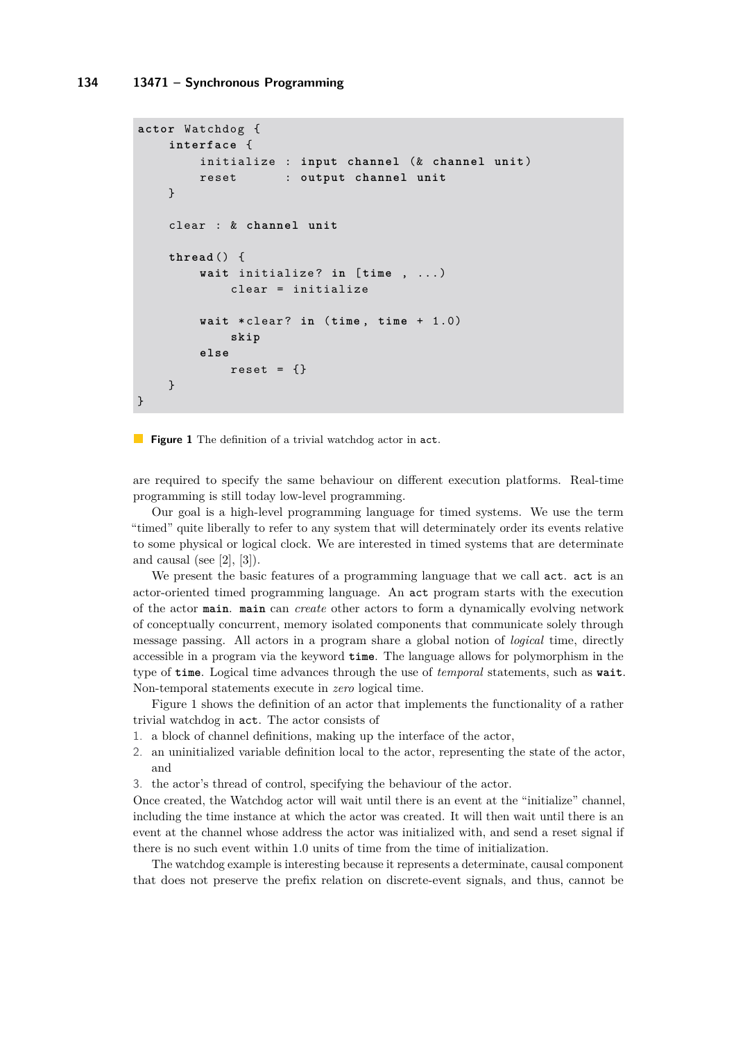```
actor Watchdog {
    interface {
        initialize : input channel (& channel unit)
        reset      : output channel unit
    }

    clear : & channel unit

    thread() {
        wait initialize? in [time , ...)
            clear = initialize

        wait *clear? in (time, time + 1.0)
            skip
        else
            reset = {}
    }
}
```

**Figure 1** The definition of a trivial watchdog actor in `act`.

are required to specify the same behaviour on different execution platforms. Real-time programming is still today low-level programming.

Our goal is a high-level programming language for timed systems. We use the term "timed" quite liberally to refer to any system that will determinately order its events relative to some physical or logical clock. We are interested in timed systems that are determinate and causal (see [2], [3]).

We present the basic features of a programming language that we call `act`. `act` is an actor-oriented timed programming language. An `act` program starts with the execution of the actor **main**. **main** can *create* other actors to form a dynamically evolving network of conceptually concurrent, memory isolated components that communicate solely through message passing. All actors in a program share a global notion of *logical* time, directly accessible in a program via the keyword **time**. The language allows for polymorphism in the type of **time**. Logical time advances through the use of *temporal* statements, such as **wait**. Non-temporal statements execute in *zero* logical time.

Figure 1 shows the definition of an actor that implements the functionality of a rather trivial watchdog in `act`. The actor consists of

1. a block of channel definitions, making up the interface of the actor,
2. an uninitialized variable definition local to the actor, representing the state of the actor, and
3. the actor's thread of control, specifying the behaviour of the actor.

Once created, the Watchdog actor will wait until there is an event at the "initialize" channel, including the time instance at which the actor was created. It will then wait until there is an event at the channel whose address the actor was initialized with, and send a reset signal if there is no such event within 1.0 units of time from the time of initialization.

The watchdog example is interesting because it represents a determinate, causal component that does not preserve the prefix relation on discrete-event signals, and thus, cannot be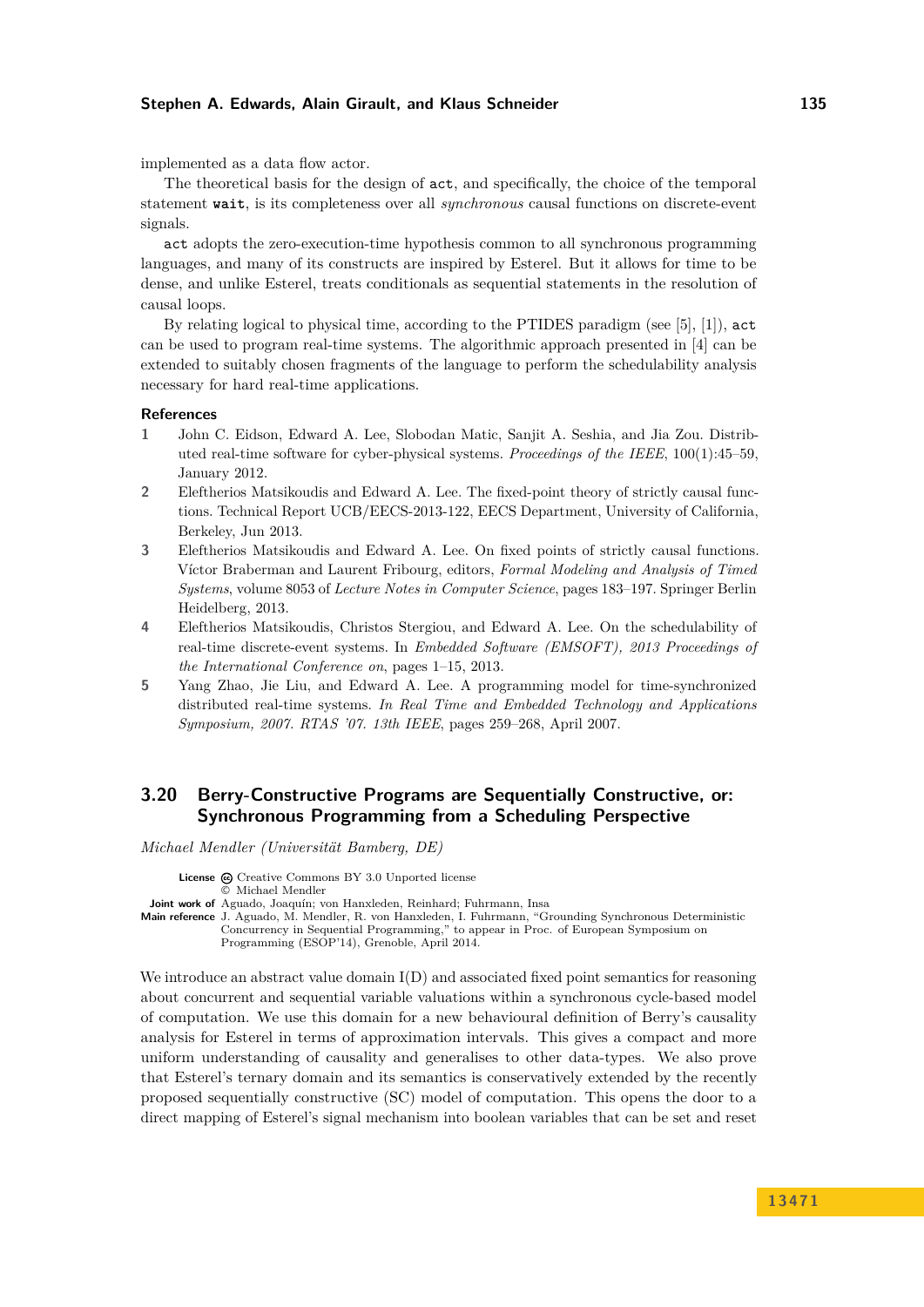implemented as a data flow actor.

The theoretical basis for the design of `act`, and specifically, the choice of the temporal statement **`wait`**, is its completeness over all *synchronous* causal functions on discrete-event signals.

`act` adopts the zero-execution-time hypothesis common to all synchronous programming languages, and many of its constructs are inspired by Esterel. But it allows for time to be dense, and unlike Esterel, treats conditionals as sequential statements in the resolution of causal loops.

By relating logical to physical time, according to the PTIDES paradigm (see [5], [1]), `act` can be used to program real-time systems. The algorithmic approach presented in [4] can be extended to suitably chosen fragments of the language to perform the schedulability analysis necessary for hard real-time applications.

### References

1. John C. Eidson, Edward A. Lee, Slobodan Matic, Sanjit A. Seshia, and Jia Zou. Distributed real-time software for cyber-physical systems. *Proceedings of the IEEE*, 100(1):45–59, January 2012.
2. Eleftherios Matsikoudis and Edward A. Lee. The fixed-point theory of strictly causal functions. Technical Report UCB/EECS-2013-122, EECS Department, University of California, Berkeley, Jun 2013.
3. Eleftherios Matsikoudis and Edward A. Lee. On fixed points of strictly causal functions. Víctor Braberman and Laurent Fribourg, editors, *Formal Modeling and Analysis of Timed Systems*, volume 8053 of *Lecture Notes in Computer Science*, pages 183–197. Springer Berlin Heidelberg, 2013.
4. Eleftherios Matsikoudis, Christos Stergiou, and Edward A. Lee. On the schedulability of real-time discrete-event systems. In *Embedded Software (EMSOFT), 2013 Proceedings of the International Conference on*, pages 1–15, 2013.
5. Yang Zhao, Jie Liu, and Edward A. Lee. A programming model for time-synchronized distributed real-time systems. *In Real Time and Embedded Technology and Applications Symposium, 2007. RTAS '07. 13th IEEE*, pages 259–268, April 2007.

## 3.20 Berry-Constructive Programs are Sequentially Constructive, or: Synchronous Programming from a Scheduling Perspective

*Michael Mendler (Universität Bamberg, DE)*

**License** Creative Commons BY 3.0 Unported license
© Michael Mendler
**Joint work of** Aguado, Joaquín; von Hanxleden, Reinhard; Fuhrmann, Insa
**Main reference** J. Aguado, M. Mendler, R. von Hanxleden, I. Fuhrmann, "Grounding Synchronous Deterministic Concurrency in Sequential Programming," to appear in Proc. of European Symposium on Programming (ESOP'14), Grenoble, April 2014.

We introduce an abstract value domain I(D) and associated fixed point semantics for reasoning about concurrent and sequential variable valuations within a synchronous cycle-based model of computation. We use this domain for a new behavioural definition of Berry's causality analysis for Esterel in terms of approximation intervals. This gives a compact and more uniform understanding of causality and generalises to other data-types. We also prove that Esterel's ternary domain and its semantics is conservatively extended by the recently proposed sequentially constructive (SC) model of computation. This opens the door to a direct mapping of Esterel's signal mechanism into boolean variables that can be set and reset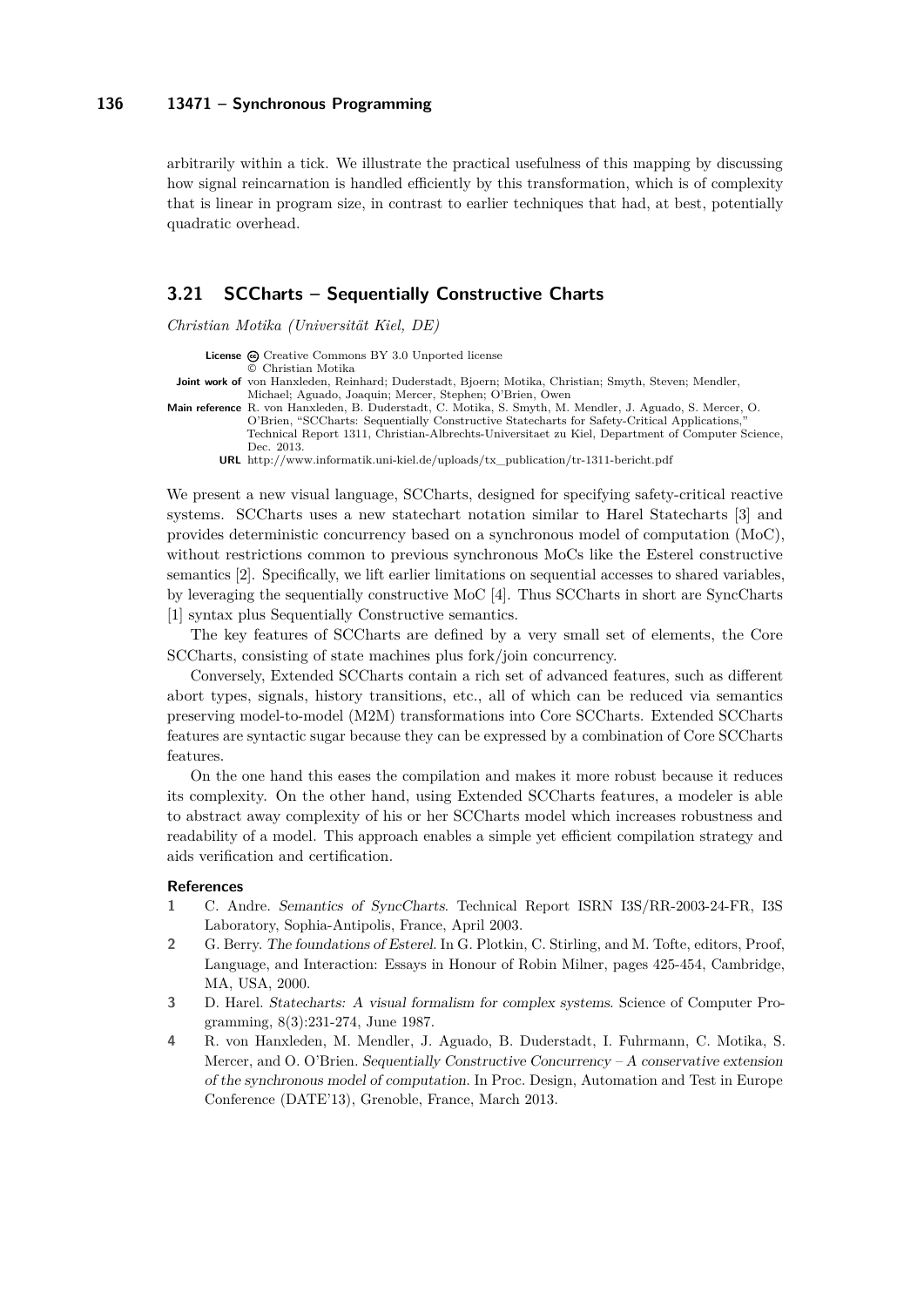arbitrarily within a tick. We illustrate the practical usefulness of this mapping by discussing how signal reincarnation is handled efficiently by this transformation, which is of complexity that is linear in program size, in contrast to earlier techniques that had, at best, potentially quadratic overhead.

## 3.21 SCCharts – Sequentially Constructive Charts

*Christian Motika (Universität Kiel, DE)*

**License** Creative Commons BY 3.0 Unported license
© Christian Motika

**Joint work of** von Hanxleden, Reinhard; Duderstadt, Bjoern; Motika, Christian; Smyth, Steven; Mendler, Michael; Aguado, Joaquin; Mercer, Stephen; O'Brien, Owen

**Main reference** R. von Hanxleden, B. Duderstadt, C. Motika, S. Smyth, M. Mendler, J. Aguado, S. Mercer, O. O'Brien, "SCCharts: Sequentially Constructive Statecharts for Safety-Critical Applications," Technical Report 1311, Christian-Albrechts-Universitaet zu Kiel, Department of Computer Science, Dec. 2013.

**URL** http://www.informatik.uni-kiel.de/uploads/tx_publication/tr-1311-bericht.pdf

We present a new visual language, SCCharts, designed for specifying safety-critical reactive systems. SCCharts uses a new statechart notation similar to Harel Statecharts [3] and provides deterministic concurrency based on a synchronous model of computation (MoC), without restrictions common to previous synchronous MoCs like the Esterel constructive semantics [2]. Specifically, we lift earlier limitations on sequential accesses to shared variables, by leveraging the sequentially constructive MoC [4]. Thus SCCharts in short are SyncCharts [1] syntax plus Sequentially Constructive semantics.

The key features of SCCharts are defined by a very small set of elements, the Core SCCharts, consisting of state machines plus fork/join concurrency.

Conversely, Extended SCCharts contain a rich set of advanced features, such as different abort types, signals, history transitions, etc., all of which can be reduced via semantics preserving model-to-model (M2M) transformations into Core SCCharts. Extended SCCharts features are syntactic sugar because they can be expressed by a combination of Core SCCharts features.

On the one hand this eases the compilation and makes it more robust because it reduces its complexity. On the other hand, using Extended SCCharts features, a modeler is able to abstract away complexity of his or her SCCharts model which increases robustness and readability of a model. This approach enables a simple yet efficient compilation strategy and aids verification and certification.

### References

1. C. Andre. *Semantics of SyncCharts*. Technical Report ISRN I3S/RR-2003-24-FR, I3S Laboratory, Sophia-Antipolis, France, April 2003.
2. G. Berry. *The foundations of Esterel*. In G. Plotkin, C. Stirling, and M. Tofte, editors, Proof, Language, and Interaction: Essays in Honour of Robin Milner, pages 425-454, Cambridge, MA, USA, 2000.
3. D. Harel. *Statecharts: A visual formalism for complex systems*. Science of Computer Programming, 8(3):231-274, June 1987.
4. R. von Hanxleden, M. Mendler, J. Aguado, B. Duderstadt, I. Fuhrmann, C. Motika, S. Mercer, and O. O'Brien. *Sequentially Constructive Concurrency – A conservative extension of the synchronous model of computation*. In Proc. Design, Automation and Test in Europe Conference (DATE'13), Grenoble, France, March 2013.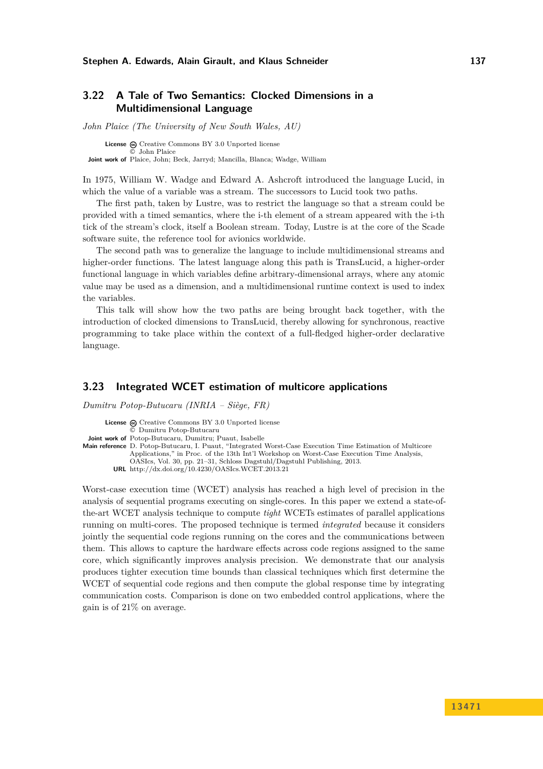### 3.22 A Tale of Two Semantics: Clocked Dimensions in a Multidimensional Language

*John Plaice (The University of New South Wales, AU)*

**License** Creative Commons BY 3.0 Unported license
© John Plaice
**Joint work of** Plaice, John; Beck, Jarryd; Mancilla, Blanca; Wadge, William

In 1975, William W. Wadge and Edward A. Ashcroft introduced the language Lucid, in which the value of a variable was a stream. The successors to Lucid took two paths.

The first path, taken by Lustre, was to restrict the language so that a stream could be provided with a timed semantics, where the i-th element of a stream appeared with the i-th tick of the stream's clock, itself a Boolean stream. Today, Lustre is at the core of the Scade software suite, the reference tool for avionics worldwide.

The second path was to generalize the language to include multidimensional streams and higher-order functions. The latest language along this path is TransLucid, a higher-order functional language in which variables define arbitrary-dimensional arrays, where any atomic value may be used as a dimension, and a multidimensional runtime context is used to index the variables.

This talk will show how the two paths are being brought back together, with the introduction of clocked dimensions to TransLucid, thereby allowing for synchronous, reactive programming to take place within the context of a full-fledged higher-order declarative language.

### 3.23 Integrated WCET estimation of multicore applications

*Dumitru Potop-Butucaru (INRIA – Siège, FR)*

**License** Creative Commons BY 3.0 Unported license
© Dumitru Potop-Butucaru
**Joint work of** Potop-Butucaru, Dumitru; Puaut, Isabelle
**Main reference** D. Potop-Butucaru, I. Puaut, "Integrated Worst-Case Execution Time Estimation of Multicore Applications," in Proc. of the 13th Int'l Workshop on Worst-Case Execution Time Analysis, OASIcs, Vol. 30, pp. 21–31, Schloss Dagstuhl/Dagstuhl Publishing, 2013.
**URL** http://dx.doi.org/10.4230/OASIcs.WCET.2013.21

Worst-case execution time (WCET) analysis has reached a high level of precision in the analysis of sequential programs executing on single-cores. In this paper we extend a state-of-the-art WCET analysis technique to compute *tight* WCETs estimates of parallel applications running on multi-cores. The proposed technique is termed *integrated* because it considers jointly the sequential code regions running on the cores and the communications between them. This allows to capture the hardware effects across code regions assigned to the same core, which significantly improves analysis precision. We demonstrate that our analysis produces tighter execution time bounds than classical techniques which first determine the WCET of sequential code regions and then compute the global response time by integrating communication costs. Comparison is done on two embedded control applications, where the gain is of 21% on average.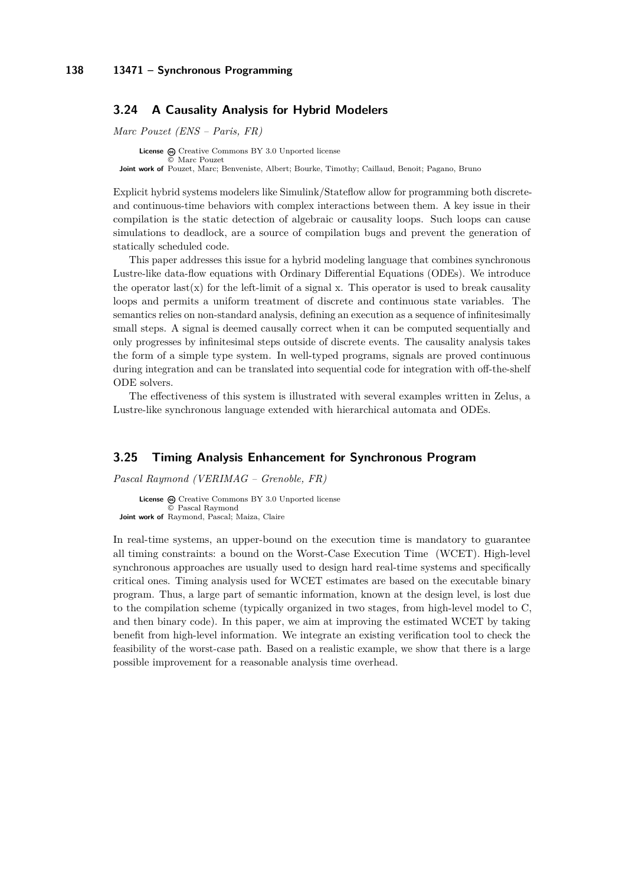### 3.24 A Causality Analysis for Hybrid Modelers

*Marc Pouzet (ENS – Paris, FR)*

**License** Creative Commons BY 3.0 Unported license
© Marc Pouzet
**Joint work of** Pouzet, Marc; Benveniste, Albert; Bourke, Timothy; Caillaud, Benoit; Pagano, Bruno

Explicit hybrid systems modelers like Simulink/Stateflow allow for programming both discrete- and continuous-time behaviors with complex interactions between them. A key issue in their compilation is the static detection of algebraic or causality loops. Such loops can cause simulations to deadlock, are a source of compilation bugs and prevent the generation of statically scheduled code.

This paper addresses this issue for a hybrid modeling language that combines synchronous Lustre-like data-flow equations with Ordinary Differential Equations (ODEs). We introduce the operator last(x) for the left-limit of a signal x. This operator is used to break causality loops and permits a uniform treatment of discrete and continuous state variables. The semantics relies on non-standard analysis, defining an execution as a sequence of infinitesimally small steps. A signal is deemed causally correct when it can be computed sequentially and only progresses by infinitesimal steps outside of discrete events. The causality analysis takes the form of a simple type system. In well-typed programs, signals are proved continuous during integration and can be translated into sequential code for integration with off-the-shelf ODE solvers.

The effectiveness of this system is illustrated with several examples written in Zelus, a Lustre-like synchronous language extended with hierarchical automata and ODEs.

### 3.25 Timing Analysis Enhancement for Synchronous Program

*Pascal Raymond (VERIMAG – Grenoble, FR)*

**License** Creative Commons BY 3.0 Unported license
© Pascal Raymond
**Joint work of** Raymond, Pascal; Maiza, Claire

In real-time systems, an upper-bound on the execution time is mandatory to guarantee all timing constraints: a bound on the Worst-Case Execution Time (WCET). High-level synchronous approaches are usually used to design hard real-time systems and specifically critical ones. Timing analysis used for WCET estimates are based on the executable binary program. Thus, a large part of semantic information, known at the design level, is lost due to the compilation scheme (typically organized in two stages, from high-level model to C, and then binary code). In this paper, we aim at improving the estimated WCET by taking benefit from high-level information. We integrate an existing verification tool to check the feasibility of the worst-case path. Based on a realistic example, we show that there is a large possible improvement for a reasonable analysis time overhead.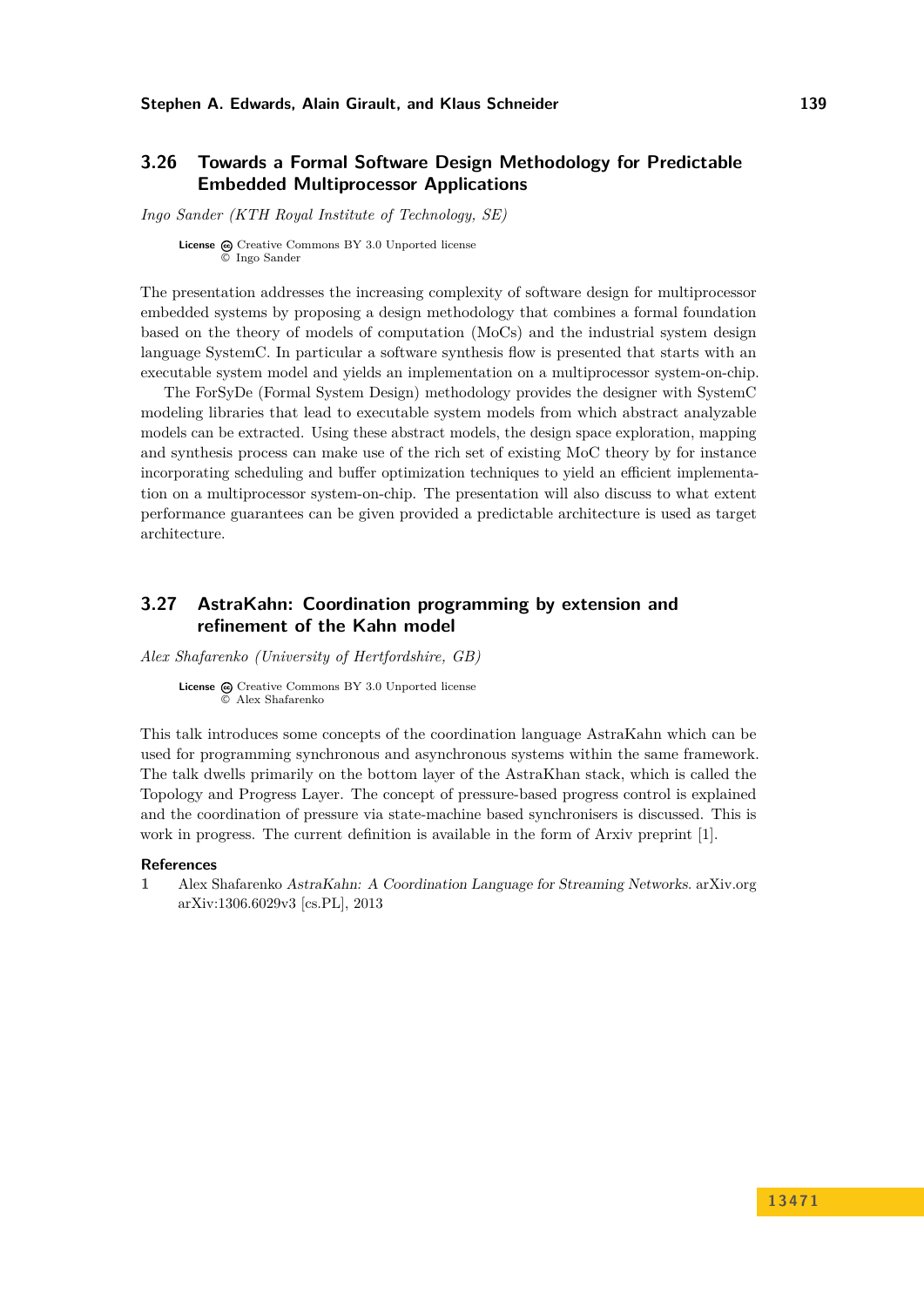### 3.26 Towards a Formal Software Design Methodology for Predictable Embedded Multiprocessor Applications

*Ingo Sander (KTH Royal Institute of Technology, SE)*

**License** Creative Commons BY 3.0 Unported license
© Ingo Sander

The presentation addresses the increasing complexity of software design for multiprocessor embedded systems by proposing a design methodology that combines a formal foundation based on the theory of models of computation (MoCs) and the industrial system design language SystemC. In particular a software synthesis flow is presented that starts with an executable system model and yields an implementation on a multiprocessor system-on-chip.

The ForSyDe (Formal System Design) methodology provides the designer with SystemC modeling libraries that lead to executable system models from which abstract analyzable models can be extracted. Using these abstract models, the design space exploration, mapping and synthesis process can make use of the rich set of existing MoC theory by for instance incorporating scheduling and buffer optimization techniques to yield an efficient implementation on a multiprocessor system-on-chip. The presentation will also discuss to what extent performance guarantees can be given provided a predictable architecture is used as target architecture.

### 3.27 AstraKahn: Coordination programming by extension and refinement of the Kahn model

*Alex Shafarenko (University of Hertfordshire, GB)*

**License** Creative Commons BY 3.0 Unported license
© Alex Shafarenko

This talk introduces some concepts of the coordination language AstraKahn which can be used for programming synchronous and asynchronous systems within the same framework. The talk dwells primarily on the bottom layer of the AstraKhan stack, which is called the Topology and Progress Layer. The concept of pressure-based progress control is explained and the coordination of pressure via state-machine based synchronisers is discussed. This is work in progress. The current definition is available in the form of Arxiv preprint [1].

#### References

1. Alex Shafarenko *AstraKahn: A Coordination Language for Streaming Networks*. arXiv.org arXiv:1306.6029v3 [cs.PL], 2013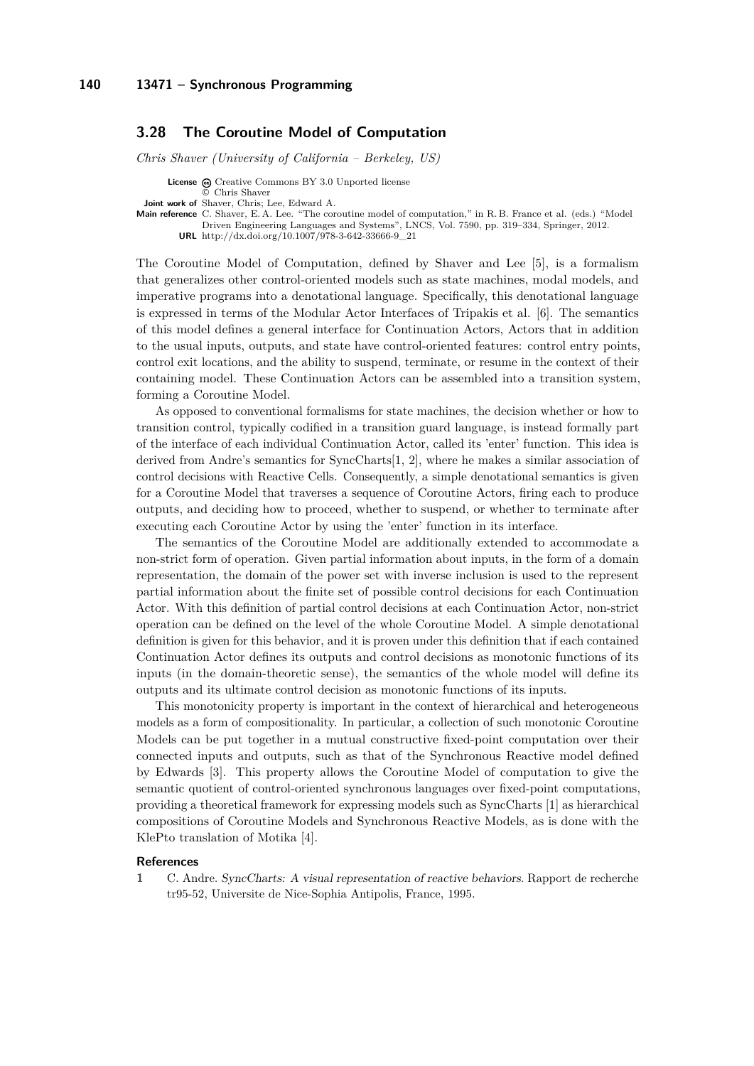### 3.28 The Coroutine Model of Computation

*Chris Shaver (University of California – Berkeley, US)*

**License** Creative Commons BY 3.0 Unported license
© Chris Shaver
**Joint work of** Shaver, Chris; Lee, Edward A.
**Main reference** C. Shaver, E. A. Lee. "The coroutine model of computation," in R. B. France et al. (eds.) "Model Driven Engineering Languages and Systems", LNCS, Vol. 7590, pp. 319–334, Springer, 2012.
**URL** http://dx.doi.org/10.1007/978-3-642-33666-9_21

The Coroutine Model of Computation, defined by Shaver and Lee [5], is a formalism that generalizes other control-oriented models such as state machines, modal models, and imperative programs into a denotational language. Specifically, this denotational language is expressed in terms of the Modular Actor Interfaces of Tripakis et al. [6]. The semantics of this model defines a general interface for Continuation Actors, Actors that in addition to the usual inputs, outputs, and state have control-oriented features: control entry points, control exit locations, and the ability to suspend, terminate, or resume in the context of their containing model. These Continuation Actors can be assembled into a transition system, forming a Coroutine Model.

As opposed to conventional formalisms for state machines, the decision whether or how to transition control, typically codified in a transition guard language, is instead formally part of the interface of each individual Continuation Actor, called its 'enter' function. This idea is derived from Andre's semantics for SyncCharts[1, 2], where he makes a similar association of control decisions with Reactive Cells. Consequently, a simple denotational semantics is given for a Coroutine Model that traverses a sequence of Coroutine Actors, firing each to produce outputs, and deciding how to proceed, whether to suspend, or whether to terminate after executing each Coroutine Actor by using the 'enter' function in its interface.

The semantics of the Coroutine Model are additionally extended to accommodate a non-strict form of operation. Given partial information about inputs, in the form of a domain representation, the domain of the power set with inverse inclusion is used to the represent partial information about the finite set of possible control decisions for each Continuation Actor. With this definition of partial control decisions at each Continuation Actor, non-strict operation can be defined on the level of the whole Coroutine Model. A simple denotational definition is given for this behavior, and it is proven under this definition that if each contained Continuation Actor defines its outputs and control decisions as monotonic functions of its inputs (in the domain-theoretic sense), the semantics of the whole model will define its outputs and its ultimate control decision as monotonic functions of its inputs.

This monotonicity property is important in the context of hierarchical and heterogeneous models as a form of compositionality. In particular, a collection of such monotonic Coroutine Models can be put together in a mutual constructive fixed-point computation over their connected inputs and outputs, such as that of the Synchronous Reactive model defined by Edwards [3]. This property allows the Coroutine Model of computation to give the semantic quotient of control-oriented synchronous languages over fixed-point computations, providing a theoretical framework for expressing models such as SyncCharts [1] as hierarchical compositions of Coroutine Models and Synchronous Reactive Models, as is done with the KlePto translation of Motika [4].

#### References

1. C. Andre. *SyncCharts: A visual representation of reactive behaviors*. Rapport de recherche tr95-52, Universite de Nice-Sophia Antipolis, France, 1995.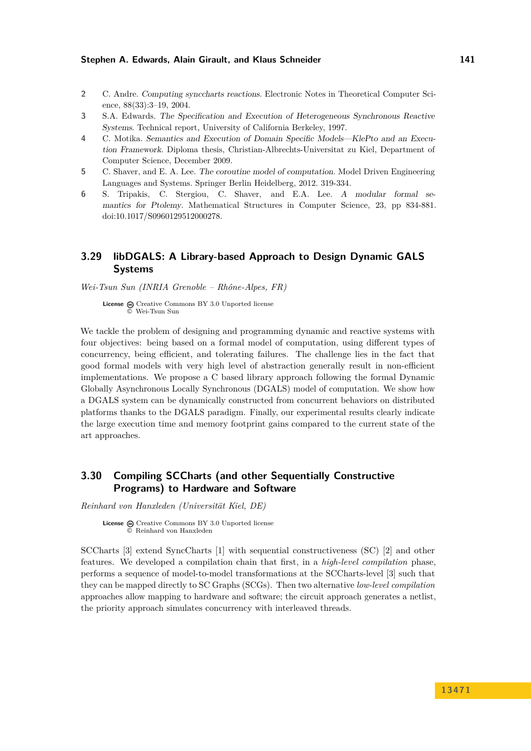2. C. Andre. *Computing syncharts reactions*. Electronic Notes in Theoretical Computer Science, 88(33):3–19, 2004.
3. S.A. Edwards. *The Specification and Execution of Heterogeneous Synchronous Reactive Systems*. Technical report, University of California Berkeley, 1997.
4. C. Motika. *Semantics and Execution of Domain Specific Models—KlePto and an Execution Framework*. Diploma thesis, Christian-Albrechts-Universitat zu Kiel, Department of Computer Science, December 2009.
5. C. Shaver, and E. A. Lee. *The coroutine model of computation*. Model Driven Engineering Languages and Systems. Springer Berlin Heidelberg, 2012. 319-334.
6. S. Tripakis, C. Stergiou, C. Shaver, and E.A. Lee. *A modular formal semantics for Ptolemy*. Mathematical Structures in Computer Science, 23, pp 834-881. doi:10.1017/S0960129512000278.

## 3.29 libDGALS: A Library-based Approach to Design Dynamic GALS Systems

*Wei-Tsun Sun (INRIA Grenoble – Rhône-Alpes, FR)*

**License** Creative Commons BY 3.0 Unported license
© Wei-Tsun Sun

We tackle the problem of designing and programming dynamic and reactive systems with four objectives: being based on a formal model of computation, using different types of concurrency, being efficient, and tolerating failures. The challenge lies in the fact that good formal models with very high level of abstraction generally result in non-efficient implementations. We propose a C based library approach following the formal Dynamic Globally Asynchronous Locally Synchronous (DGALS) model of computation. We show how a DGALS system can be dynamically constructed from concurrent behaviors on distributed platforms thanks to the DGALS paradigm. Finally, our experimental results clearly indicate the large execution time and memory footprint gains compared to the current state of the art approaches.

## 3.30 Compiling SCCharts (and other Sequentially Constructive Programs) to Hardware and Software

*Reinhard von Hanxleden (Universität Kiel, DE)*

**License** Creative Commons BY 3.0 Unported license
© Reinhard von Hanxleden

SCCharts [3] extend SyncCharts [1] with sequential constructiveness (SC) [2] and other features. We developed a compilation chain that first, in a *high-level compilation* phase, performs a sequence of model-to-model transformations at the SCCharts-level [3] such that they can be mapped directly to SC Graphs (SCGs). Then two alternative *low-level compilation* approaches allow mapping to hardware and software; the circuit approach generates a netlist, the priority approach simulates concurrency with interleaved threads.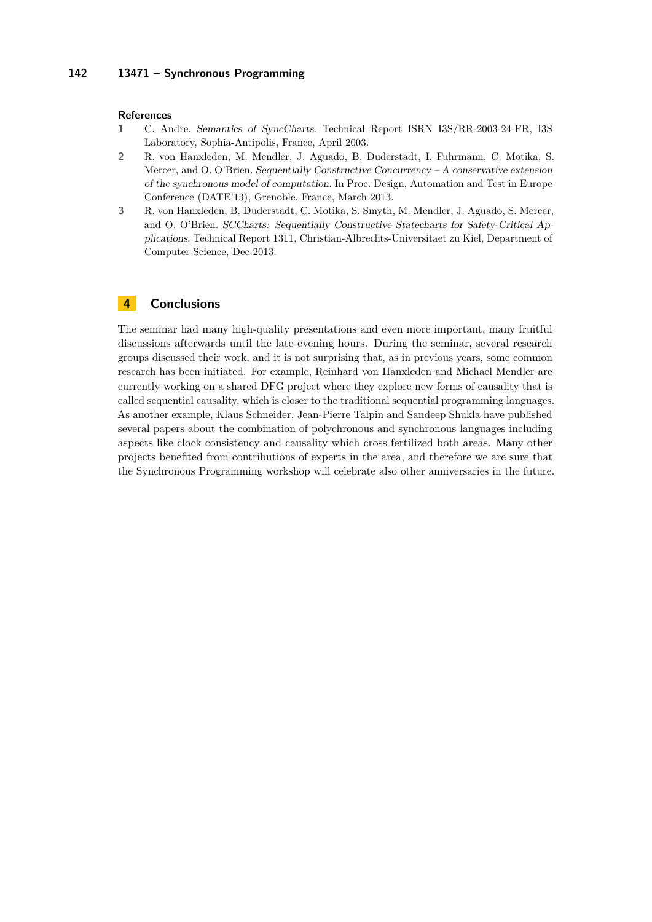### References

1. C. Andre. *Semantics of SyncCharts*. Technical Report ISRN I3S/RR-2003-24-FR, I3S Laboratory, Sophia-Antipolis, France, April 2003.
2. R. von Hanxleden, M. Mendler, J. Aguado, B. Duderstadt, I. Fuhrmann, C. Motika, S. Mercer, and O. O'Brien. *Sequentially Constructive Concurrency – A conservative extension of the synchronous model of computation*. In Proc. Design, Automation and Test in Europe Conference (DATE'13), Grenoble, France, March 2013.
3. R. von Hanxleden, B. Duderstadt, C. Motika, S. Smyth, M. Mendler, J. Aguado, S. Mercer, and O. O'Brien. *SCCharts: Sequentially Constructive Statecharts for Safety-Critical Applications*. Technical Report 1311, Christian-Albrechts-Universitaet zu Kiel, Department of Computer Science, Dec 2013.

## 4 Conclusions

The seminar had many high-quality presentations and even more important, many fruitful discussions afterwards until the late evening hours. During the seminar, several research groups discussed their work, and it is not surprising that, as in previous years, some common research has been initiated. For example, Reinhard von Hanxleden and Michael Mendler are currently working on a shared DFG project where they explore new forms of causality that is called sequential causality, which is closer to the traditional sequential programming languages. As another example, Klaus Schneider, Jean-Pierre Talpin and Sandeep Shukla have published several papers about the combination of polychronous and synchronous languages including aspects like clock consistency and causality which cross fertilized both areas. Many other projects benefited from contributions of experts in the area, and therefore we are sure that the Synchronous Programming workshop will celebrate also other anniversaries in the future.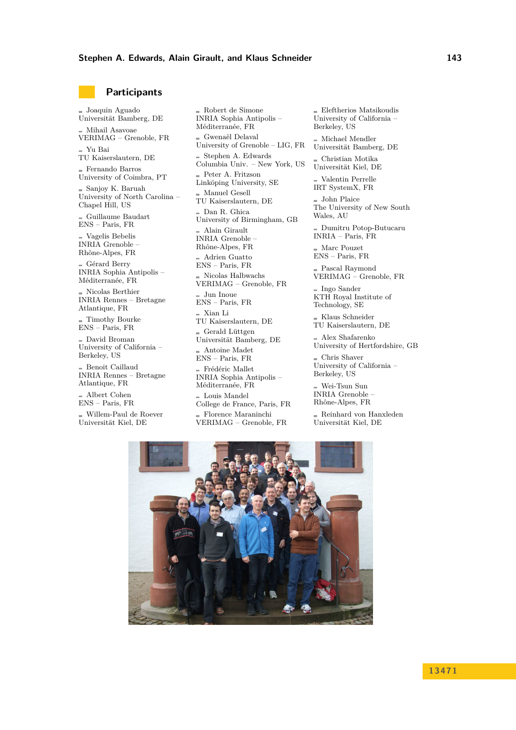## Participants

- Joaquin Aguado
  Universität Bamberg, DE
- Mihail Asavoae
  VERIMAG – Grenoble, FR
- Yu Bai
  TU Kaiserslautern, DE
- Fernando Barros
  University of Coimbra, PT
- Sanjoy K. Baruah
  University of North Carolina – Chapel Hill, US
- Guillaume Baudart
  ENS – Paris, FR
- Vagelis Bebelis
  INRIA Grenoble – Rhône-Alpes, FR
- Gérard Berry
  INRIA Sophia Antipolis – Méditerranée, FR
- Nicolas Berthier
  INRIA Rennes – Bretagne Atlantique, FR
- Timothy Bourke
  ENS – Paris, FR
- David Broman
  University of California – Berkeley, US
- Benoit Caillaud
  INRIA Rennes – Bretagne Atlantique, FR
- Albert Cohen
  ENS – Paris, FR
- Willem-Paul de Roever
  Universität Kiel, DE
- Robert de Simone
  INRIA Sophia Antipolis – Méditerranée, FR
- Gwenaël Delaval
  University of Grenoble – LIG, FR
- Stephen A. Edwards
  Columbia Univ. – New York, US
- Peter A. Fritzson
  Linköping University, SE
- Manuel Gesell
  TU Kaiserslautern, DE
- Dan R. Ghica
  University of Birmingham, GB
- Alain Girault
  INRIA Grenoble – Rhône-Alpes, FR
- Adrien Guatto
  ENS – Paris, FR
- Nicolas Halbwachs
  VERIMAG – Grenoble, FR
- Jun Inoue
  ENS – Paris, FR
- Xian Li
  TU Kaiserslautern, DE
- Gerald Lüttgen
  Universität Bamberg, DE
- Antoine Madet
  ENS – Paris, FR
- Frédéric Mallet
  INRIA Sophia Antipolis – Méditerranée, FR
- Louis Mandel
  College de France, Paris, FR
- Florence Maraninchi
  VERIMAG – Grenoble, FR
- Eleftherios Matsikoudis
  University of California – Berkeley, US
- Michael Mendler
  Universität Bamberg, DE
- Christian Motika
  Universität Kiel, DE
- Valentin Perrelle
  IRT SystemX, FR
- John Plaice
  The University of New South Wales, AU
- Dumitru Potop-Butucaru
  INRIA – Paris, FR
- Marc Pouzet
  ENS – Paris, FR
- Pascal Raymond
  VERIMAG – Grenoble, FR
- Ingo Sander
  KTH Royal Institute of Technology, SE
- Klaus Schneider
  TU Kaiserslautern, DE
- Alex Shafarenko
  University of Hertfordshire, GB
- Chris Shaver
  University of California – Berkeley, US
- Wei-Tsun Sun
  INRIA Grenoble – Rhône-Alpes, FR
- Reinhard von Hanxleden
  Universität Kiel, DE